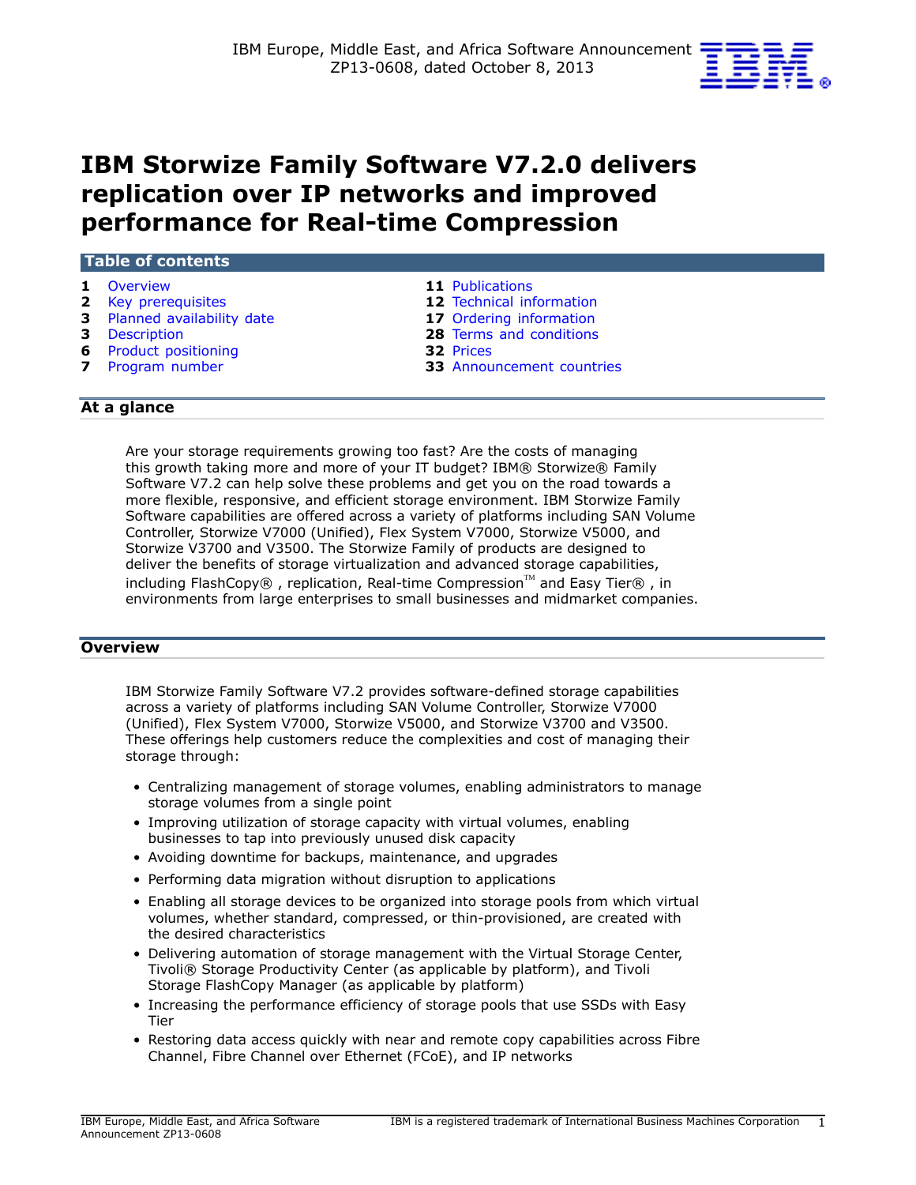IBM Europe, Middle East, and Africa Software Announcement ZP13-0608, dated October 8, 2013

# IBM Storwize Family Software V7.2.0 delivers replication over IP networks and improved performance for Real-time Compression

## Table of contents

| | | | |
|---|---|---|---|
| **1** | Overview | **11** | Publications |
| **2** | Key prerequisites | **12** | Technical information |
| **3** | Planned availability date | **17** | Ordering information |
| **3** | Description | **28** | Terms and conditions |
| **6** | Product positioning | **32** | Prices |
| **7** | Program number | **33** | Announcement countries |

## At a glance

Are your storage requirements growing too fast? Are the costs of managing this growth taking more and more of your IT budget? IBM® Storwize® Family Software V7.2 can help solve these problems and get you on the road towards a more flexible, responsive, and efficient storage environment. IBM Storwize Family Software capabilities are offered across a variety of platforms including SAN Volume Controller, Storwize V7000 (Unified), Flex System V7000, Storwize V5000, and Storwize V3700 and V3500. The Storwize Family of products are designed to deliver the benefits of storage virtualization and advanced storage capabilities, including FlashCopy® , replication, Real-time Compression™ and Easy Tier® , in environments from large enterprises to small businesses and midmarket companies.

## Overview

IBM Storwize Family Software V7.2 provides software-defined storage capabilities across a variety of platforms including SAN Volume Controller, Storwize V7000 (Unified), Flex System V7000, Storwize V5000, and Storwize V3700 and V3500. These offerings help customers reduce the complexities and cost of managing their storage through:

- Centralizing management of storage volumes, enabling administrators to manage storage volumes from a single point
- Improving utilization of storage capacity with virtual volumes, enabling businesses to tap into previously unused disk capacity
- Avoiding downtime for backups, maintenance, and upgrades
- Performing data migration without disruption to applications
- Enabling all storage devices to be organized into storage pools from which virtual volumes, whether standard, compressed, or thin-provisioned, are created with the desired characteristics
- Delivering automation of storage management with the Virtual Storage Center, Tivoli® Storage Productivity Center (as applicable by platform), and Tivoli Storage FlashCopy Manager (as applicable by platform)
- Increasing the performance efficiency of storage pools that use SSDs with Easy Tier
- Restoring data access quickly with near and remote copy capabilities across Fibre Channel, Fibre Channel over Ethernet (FCoE), and IP networks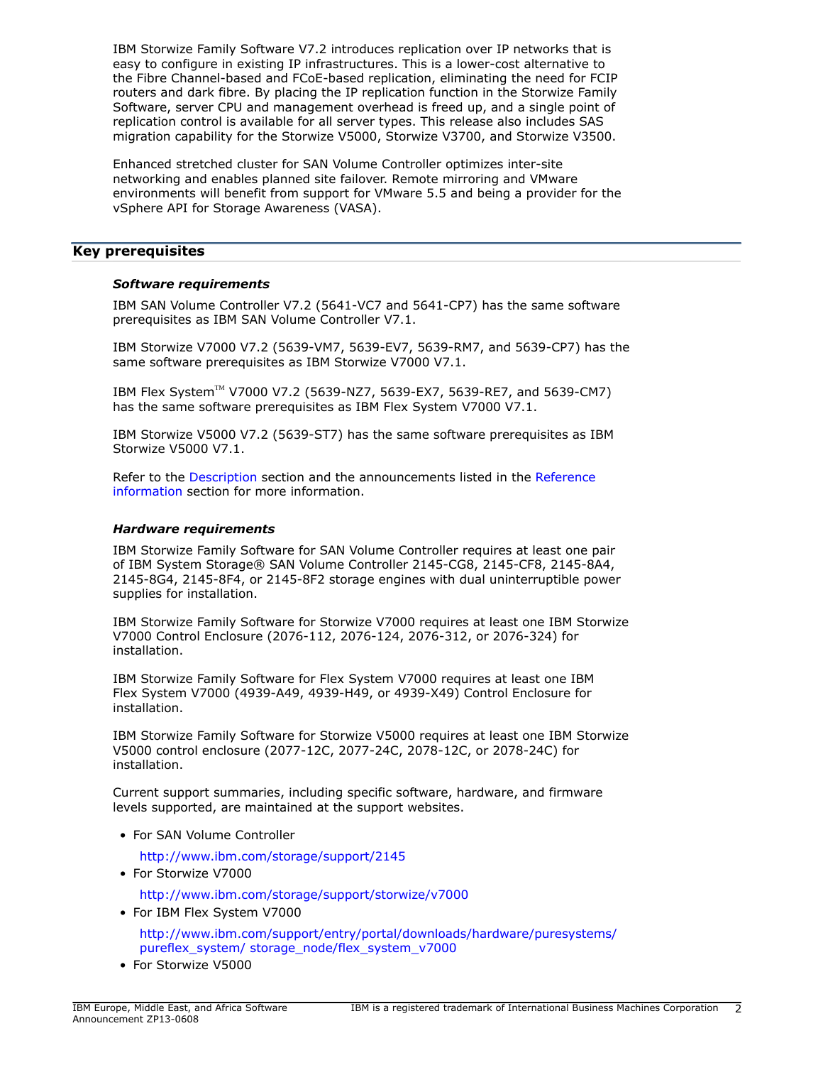IBM Storwize Family Software V7.2 introduces replication over IP networks that is easy to configure in existing IP infrastructures. This is a lower-cost alternative to the Fibre Channel-based and FCoE-based replication, eliminating the need for FCIP routers and dark fibre. By placing the IP replication function in the Storwize Family Software, server CPU and management overhead is freed up, and a single point of replication control is available for all server types. This release also includes SAS migration capability for the Storwize V5000, Storwize V3700, and Storwize V3500.

Enhanced stretched cluster for SAN Volume Controller optimizes inter-site networking and enables planned site failover. Remote mirroring and VMware environments will benefit from support for VMware 5.5 and being a provider for the vSphere API for Storage Awareness (VASA).

## Key prerequisites

### *Software requirements*

IBM SAN Volume Controller V7.2 (5641-VC7 and 5641-CP7) has the same software prerequisites as IBM SAN Volume Controller V7.1.

IBM Storwize V7000 V7.2 (5639-VM7, 5639-EV7, 5639-RM7, and 5639-CP7) has the same software prerequisites as IBM Storwize V7000 V7.1.

IBM Flex System™ V7000 V7.2 (5639-NZ7, 5639-EX7, 5639-RE7, and 5639-CM7) has the same software prerequisites as IBM Flex System V7000 V7.1.

IBM Storwize V5000 V7.2 (5639-ST7) has the same software prerequisites as IBM Storwize V5000 V7.1.

Refer to the Description section and the announcements listed in the Reference information section for more information.

### *Hardware requirements*

IBM Storwize Family Software for SAN Volume Controller requires at least one pair of IBM System Storage® SAN Volume Controller 2145-CG8, 2145-CF8, 2145-8A4, 2145-8G4, 2145-8F4, or 2145-8F2 storage engines with dual uninterruptible power supplies for installation.

IBM Storwize Family Software for Storwize V7000 requires at least one IBM Storwize V7000 Control Enclosure (2076-112, 2076-124, 2076-312, or 2076-324) for installation.

IBM Storwize Family Software for Flex System V7000 requires at least one IBM Flex System V7000 (4939-A49, 4939-H49, or 4939-X49) Control Enclosure for installation.

IBM Storwize Family Software for Storwize V5000 requires at least one IBM Storwize V5000 control enclosure (2077-12C, 2077-24C, 2078-12C, or 2078-24C) for installation.

Current support summaries, including specific software, hardware, and firmware levels supported, are maintained at the support websites.

- For SAN Volume Controller

  http://www.ibm.com/storage/support/2145
- For Storwize V7000

  http://www.ibm.com/storage/support/storwize/v7000
- For IBM Flex System V7000

  http://www.ibm.com/support/entry/portal/downloads/hardware/puresystems/pureflex_system/ storage_node/flex_system_v7000
- For Storwize V5000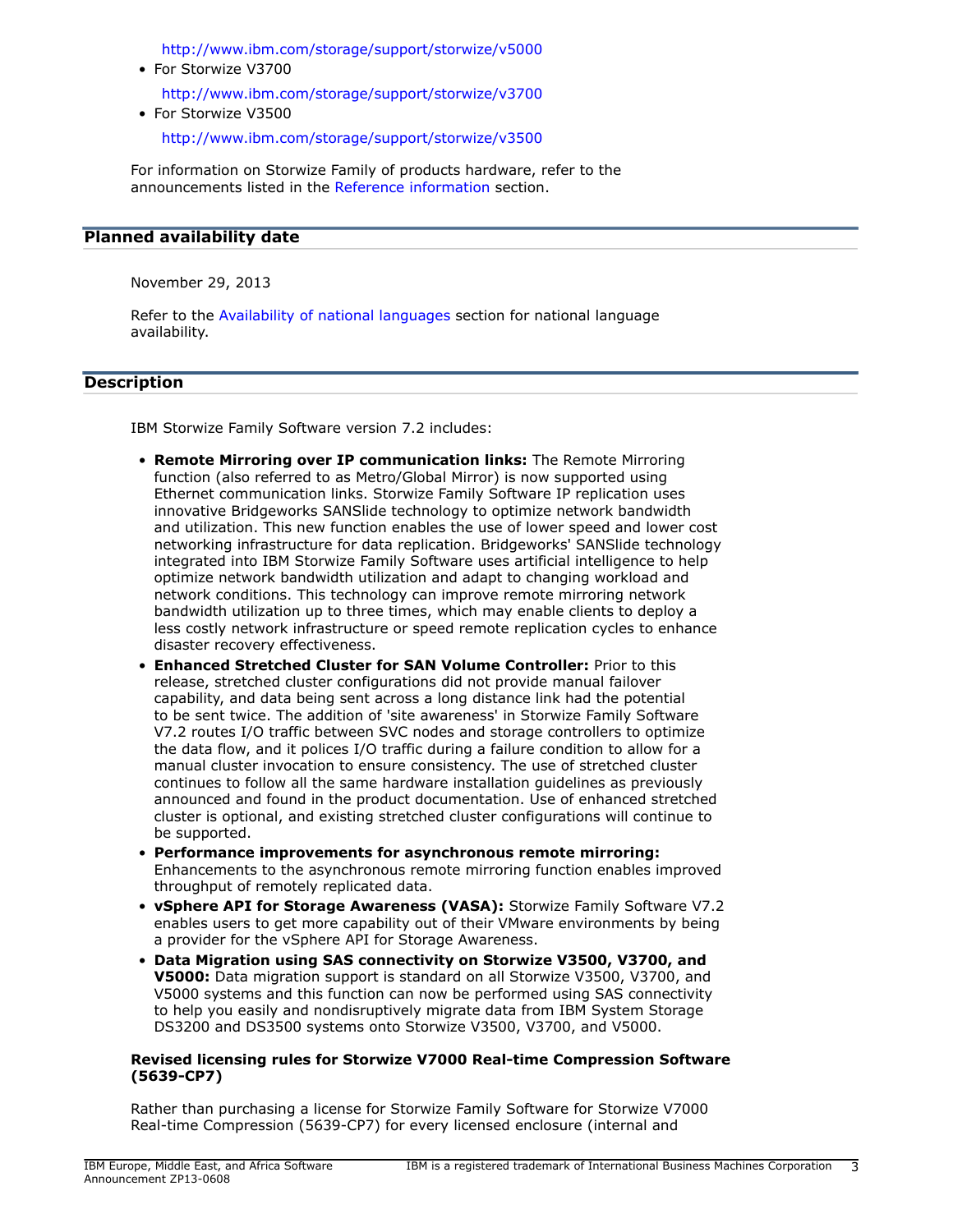http://www.ibm.com/storage/support/storwize/v5000

- For Storwize V3700

  http://www.ibm.com/storage/support/storwize/v3700

- For Storwize V3500

  http://www.ibm.com/storage/support/storwize/v3500

For information on Storwize Family of products hardware, refer to the announcements listed in the Reference information section.

## Planned availability date

November 29, 2013

Refer to the Availability of national languages section for national language availability.

## Description

IBM Storwize Family Software version 7.2 includes:

- **Remote Mirroring over IP communication links:** The Remote Mirroring function (also referred to as Metro/Global Mirror) is now supported using Ethernet communication links. Storwize Family Software IP replication uses innovative Bridgeworks SANSlide technology to optimize network bandwidth and utilization. This new function enables the use of lower speed and lower cost networking infrastructure for data replication. Bridgeworks' SANSlide technology integrated into IBM Storwize Family Software uses artificial intelligence to help optimize network bandwidth utilization and adapt to changing workload and network conditions. This technology can improve remote mirroring network bandwidth utilization up to three times, which may enable clients to deploy a less costly network infrastructure or speed remote replication cycles to enhance disaster recovery effectiveness.
- **Enhanced Stretched Cluster for SAN Volume Controller:** Prior to this release, stretched cluster configurations did not provide manual failover capability, and data being sent across a long distance link had the potential to be sent twice. The addition of 'site awareness' in Storwize Family Software V7.2 routes I/O traffic between SVC nodes and storage controllers to optimize the data flow, and it polices I/O traffic during a failure condition to allow for a manual cluster invocation to ensure consistency. The use of stretched cluster continues to follow all the same hardware installation guidelines as previously announced and found in the product documentation. Use of enhanced stretched cluster is optional, and existing stretched cluster configurations will continue to be supported.
- **Performance improvements for asynchronous remote mirroring:** Enhancements to the asynchronous remote mirroring function enables improved throughput of remotely replicated data.
- **vSphere API for Storage Awareness (VASA):** Storwize Family Software V7.2 enables users to get more capability out of their VMware environments by being a provider for the vSphere API for Storage Awareness.
- **Data Migration using SAS connectivity on Storwize V3500, V3700, and V5000:** Data migration support is standard on all Storwize V3500, V3700, and V5000 systems and this function can now be performed using SAS connectivity to help you easily and nondisruptively migrate data from IBM System Storage DS3200 and DS3500 systems onto Storwize V3500, V3700, and V5000.

**Revised licensing rules for Storwize V7000 Real-time Compression Software (5639-CP7)**

Rather than purchasing a license for Storwize Family Software for Storwize V7000 Real-time Compression (5639-CP7) for every licensed enclosure (internal and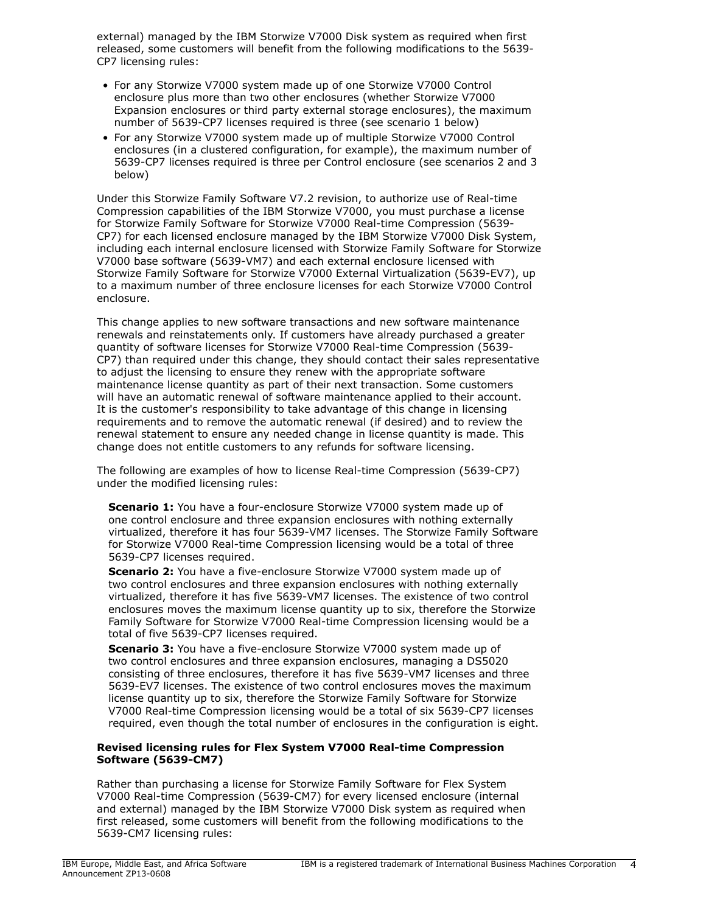external) managed by the IBM Storwize V7000 Disk system as required when first released, some customers will benefit from the following modifications to the 5639-CP7 licensing rules:

- For any Storwize V7000 system made up of one Storwize V7000 Control enclosure plus more than two other enclosures (whether Storwize V7000 Expansion enclosures or third party external storage enclosures), the maximum number of 5639-CP7 licenses required is three (see scenario 1 below)
- For any Storwize V7000 system made up of multiple Storwize V7000 Control enclosures (in a clustered configuration, for example), the maximum number of 5639-CP7 licenses required is three per Control enclosure (see scenarios 2 and 3 below)

Under this Storwize Family Software V7.2 revision, to authorize use of Real-time Compression capabilities of the IBM Storwize V7000, you must purchase a license for Storwize Family Software for Storwize V7000 Real-time Compression (5639-CP7) for each licensed enclosure managed by the IBM Storwize V7000 Disk System, including each internal enclosure licensed with Storwize Family Software for Storwize V7000 base software (5639-VM7) and each external enclosure licensed with Storwize Family Software for Storwize V7000 External Virtualization (5639-EV7), up to a maximum number of three enclosure licenses for each Storwize V7000 Control enclosure.

This change applies to new software transactions and new software maintenance renewals and reinstatements only. If customers have already purchased a greater quantity of software licenses for Storwize V7000 Real-time Compression (5639-CP7) than required under this change, they should contact their sales representative to adjust the licensing to ensure they renew with the appropriate software maintenance license quantity as part of their next transaction. Some customers will have an automatic renewal of software maintenance applied to their account. It is the customer's responsibility to take advantage of this change in licensing requirements and to remove the automatic renewal (if desired) and to review the renewal statement to ensure any needed change in license quantity is made. This change does not entitle customers to any refunds for software licensing.

The following are examples of how to license Real-time Compression (5639-CP7) under the modified licensing rules:

**Scenario 1:** You have a four-enclosure Storwize V7000 system made up of one control enclosure and three expansion enclosures with nothing externally virtualized, therefore it has four 5639-VM7 licenses. The Storwize Family Software for Storwize V7000 Real-time Compression licensing would be a total of three 5639-CP7 licenses required.

**Scenario 2:** You have a five-enclosure Storwize V7000 system made up of two control enclosures and three expansion enclosures with nothing externally virtualized, therefore it has five 5639-VM7 licenses. The existence of two control enclosures moves the maximum license quantity up to six, therefore the Storwize Family Software for Storwize V7000 Real-time Compression licensing would be a total of five 5639-CP7 licenses required.

**Scenario 3:** You have a five-enclosure Storwize V7000 system made up of two control enclosures and three expansion enclosures, managing a DS5020 consisting of three enclosures, therefore it has five 5639-VM7 licenses and three 5639-EV7 licenses. The existence of two control enclosures moves the maximum license quantity up to six, therefore the Storwize Family Software for Storwize V7000 Real-time Compression licensing would be a total of six 5639-CP7 licenses required, even though the total number of enclosures in the configuration is eight.

**Revised licensing rules for Flex System V7000 Real-time Compression Software (5639-CM7)**

Rather than purchasing a license for Storwize Family Software for Flex System V7000 Real-time Compression (5639-CM7) for every licensed enclosure (internal and external) managed by the IBM Storwize V7000 Disk system as required when first released, some customers will benefit from the following modifications to the 5639-CM7 licensing rules: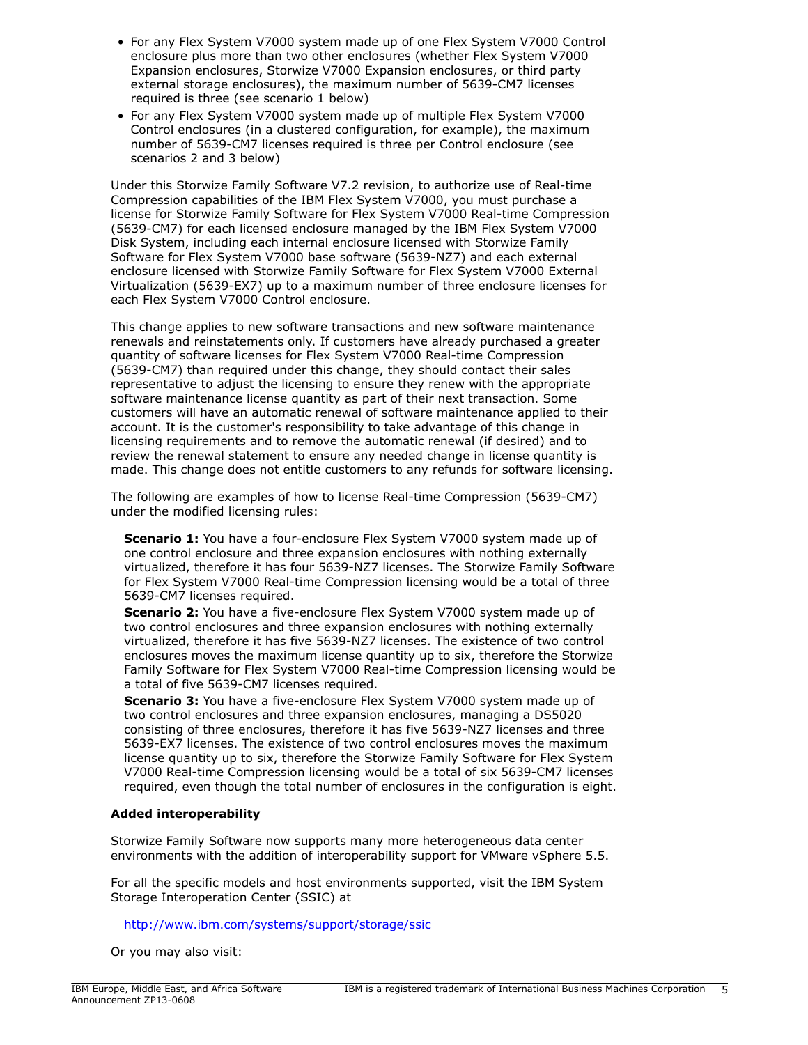- For any Flex System V7000 system made up of one Flex System V7000 Control enclosure plus more than two other enclosures (whether Flex System V7000 Expansion enclosures, Storwize V7000 Expansion enclosures, or third party external storage enclosures), the maximum number of 5639-CM7 licenses required is three (see scenario 1 below)
- For any Flex System V7000 system made up of multiple Flex System V7000 Control enclosures (in a clustered configuration, for example), the maximum number of 5639-CM7 licenses required is three per Control enclosure (see scenarios 2 and 3 below)

Under this Storwize Family Software V7.2 revision, to authorize use of Real-time Compression capabilities of the IBM Flex System V7000, you must purchase a license for Storwize Family Software for Flex System V7000 Real-time Compression (5639-CM7) for each licensed enclosure managed by the IBM Flex System V7000 Disk System, including each internal enclosure licensed with Storwize Family Software for Flex System V7000 base software (5639-NZ7) and each external enclosure licensed with Storwize Family Software for Flex System V7000 External Virtualization (5639-EX7) up to a maximum number of three enclosure licenses for each Flex System V7000 Control enclosure.

This change applies to new software transactions and new software maintenance renewals and reinstatements only. If customers have already purchased a greater quantity of software licenses for Flex System V7000 Real-time Compression (5639-CM7) than required under this change, they should contact their sales representative to adjust the licensing to ensure they renew with the appropriate software maintenance license quantity as part of their next transaction. Some customers will have an automatic renewal of software maintenance applied to their account. It is the customer's responsibility to take advantage of this change in licensing requirements and to remove the automatic renewal (if desired) and to review the renewal statement to ensure any needed change in license quantity is made. This change does not entitle customers to any refunds for software licensing.

The following are examples of how to license Real-time Compression (5639-CM7) under the modified licensing rules:

**Scenario 1:** You have a four-enclosure Flex System V7000 system made up of one control enclosure and three expansion enclosures with nothing externally virtualized, therefore it has four 5639-NZ7 licenses. The Storwize Family Software for Flex System V7000 Real-time Compression licensing would be a total of three 5639-CM7 licenses required.

**Scenario 2:** You have a five-enclosure Flex System V7000 system made up of two control enclosures and three expansion enclosures with nothing externally virtualized, therefore it has five 5639-NZ7 licenses. The existence of two control enclosures moves the maximum license quantity up to six, therefore the Storwize Family Software for Flex System V7000 Real-time Compression licensing would be a total of five 5639-CM7 licenses required.

**Scenario 3:** You have a five-enclosure Flex System V7000 system made up of two control enclosures and three expansion enclosures, managing a DS5020 consisting of three enclosures, therefore it has five 5639-NZ7 licenses and three 5639-EX7 licenses. The existence of two control enclosures moves the maximum license quantity up to six, therefore the Storwize Family Software for Flex System V7000 Real-time Compression licensing would be a total of six 5639-CM7 licenses required, even though the total number of enclosures in the configuration is eight.

**Added interoperability**

Storwize Family Software now supports many more heterogeneous data center environments with the addition of interoperability support for VMware vSphere 5.5.

For all the specific models and host environments supported, visit the IBM System Storage Interoperation Center (SSIC) at

http://www.ibm.com/systems/support/storage/ssic

Or you may also visit: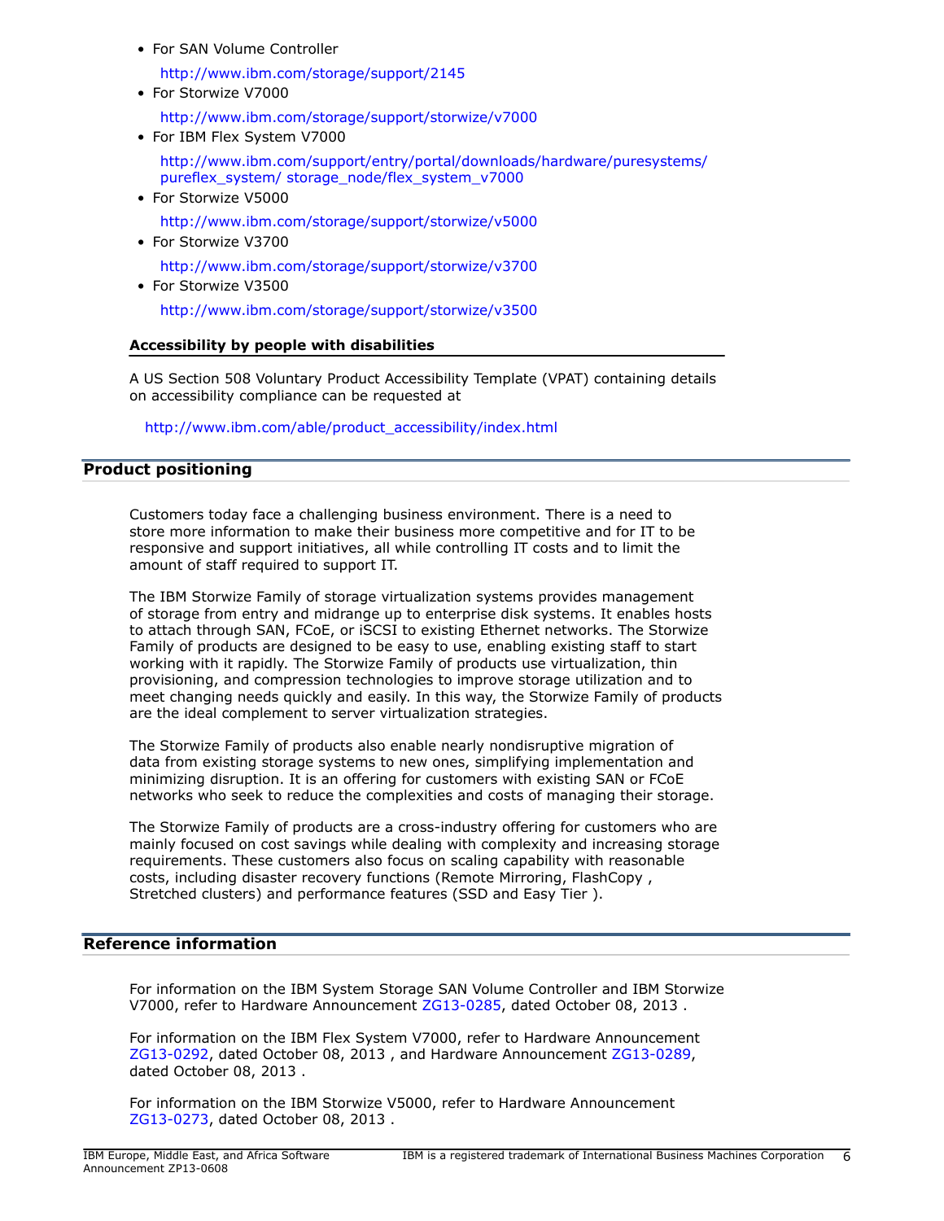- For SAN Volume Controller

  http://www.ibm.com/storage/support/2145
- For Storwize V7000

  http://www.ibm.com/storage/support/storwize/v7000
- For IBM Flex System V7000

  http://www.ibm.com/support/entry/portal/downloads/hardware/puresystems/pureflex_system/ storage_node/flex_system_v7000
- For Storwize V5000

  http://www.ibm.com/storage/support/storwize/v5000
- For Storwize V3700

  http://www.ibm.com/storage/support/storwize/v3700
- For Storwize V3500

  http://www.ibm.com/storage/support/storwize/v3500

### Accessibility by people with disabilities

A US Section 508 Voluntary Product Accessibility Template (VPAT) containing details on accessibility compliance can be requested at

http://www.ibm.com/able/product_accessibility/index.html

## Product positioning

Customers today face a challenging business environment. There is a need to store more information to make their business more competitive and for IT to be responsive and support initiatives, all while controlling IT costs and to limit the amount of staff required to support IT.

The IBM Storwize Family of storage virtualization systems provides management of storage from entry and midrange up to enterprise disk systems. It enables hosts to attach through SAN, FCoE, or iSCSI to existing Ethernet networks. The Storwize Family of products are designed to be easy to use, enabling existing staff to start working with it rapidly. The Storwize Family of products use virtualization, thin provisioning, and compression technologies to improve storage utilization and to meet changing needs quickly and easily. In this way, the Storwize Family of products are the ideal complement to server virtualization strategies.

The Storwize Family of products also enable nearly nondisruptive migration of data from existing storage systems to new ones, simplifying implementation and minimizing disruption. It is an offering for customers with existing SAN or FCoE networks who seek to reduce the complexities and costs of managing their storage.

The Storwize Family of products are a cross-industry offering for customers who are mainly focused on cost savings while dealing with complexity and increasing storage requirements. These customers also focus on scaling capability with reasonable costs, including disaster recovery functions (Remote Mirroring, FlashCopy , Stretched clusters) and performance features (SSD and Easy Tier ).

## Reference information

For information on the IBM System Storage SAN Volume Controller and IBM Storwize V7000, refer to Hardware Announcement ZG13-0285, dated October 08, 2013 .

For information on the IBM Flex System V7000, refer to Hardware Announcement ZG13-0292, dated October 08, 2013 , and Hardware Announcement ZG13-0289, dated October 08, 2013 .

For information on the IBM Storwize V5000, refer to Hardware Announcement ZG13-0273, dated October 08, 2013 .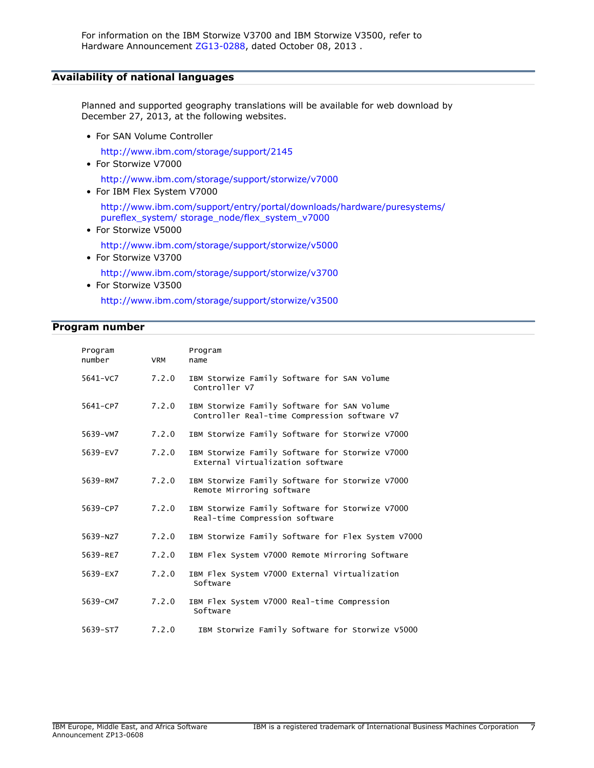For information on the IBM Storwize V3700 and IBM Storwize V3500, refer to Hardware Announcement ZG13-0288, dated October 08, 2013 .

## Availability of national languages

Planned and supported geography translations will be available for web download by December 27, 2013, at the following websites.

- For SAN Volume Controller

  http://www.ibm.com/storage/support/2145
- For Storwize V7000

  http://www.ibm.com/storage/support/storwize/v7000
- For IBM Flex System V7000

  http://www.ibm.com/support/entry/portal/downloads/hardware/puresystems/pureflex_system/ storage_node/flex_system_v7000
- For Storwize V5000

  http://www.ibm.com/storage/support/storwize/v5000
- For Storwize V3700

  http://www.ibm.com/storage/support/storwize/v3700
- For Storwize V3500

  http://www.ibm.com/storage/support/storwize/v3500

## Program number

| Program number | VRM | Program name |
|---|---|---|
| 5641-VC7 | 7.2.0 | IBM Storwize Family Software for SAN Volume Controller V7 |
| 5641-CP7 | 7.2.0 | IBM Storwize Family Software for SAN Volume Controller Real-time Compression software V7 |
| 5639-VM7 | 7.2.0 | IBM Storwize Family Software for Storwize V7000 |
| 5639-EV7 | 7.2.0 | IBM Storwize Family Software for Storwize V7000 External Virtualization software |
| 5639-RM7 | 7.2.0 | IBM Storwize Family Software for Storwize V7000 Remote Mirroring software |
| 5639-CP7 | 7.2.0 | IBM Storwize Family Software for Storwize V7000 Real-time Compression software |
| 5639-NZ7 | 7.2.0 | IBM Storwize Family Software for Flex System V7000 |
| 5639-RE7 | 7.2.0 | IBM Flex System V7000 Remote Mirroring Software |
| 5639-EX7 | 7.2.0 | IBM Flex System V7000 External Virtualization Software |
| 5639-CM7 | 7.2.0 | IBM Flex System V7000 Real-time Compression Software |
| 5639-ST7 | 7.2.0 | IBM Storwize Family Software for Storwize V5000 |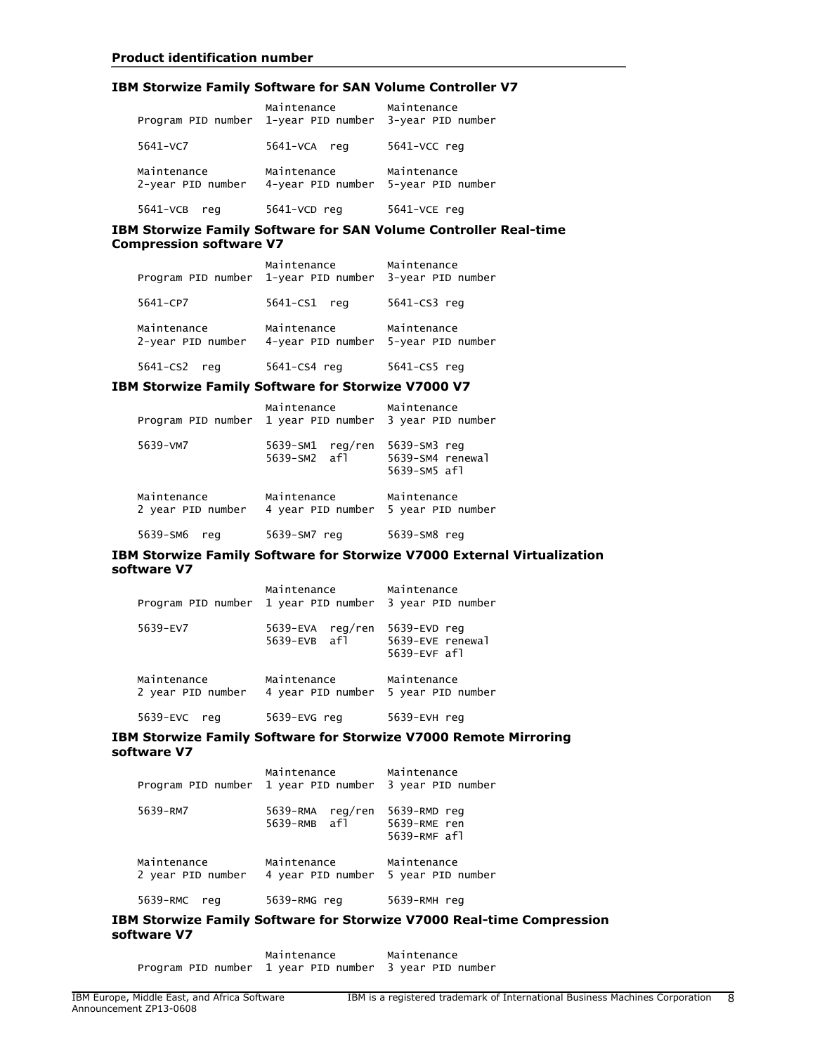### Product identification number

#### IBM Storwize Family Software for SAN Volume Controller V7

| Program PID number | Maintenance 1-year PID number | Maintenance 3-year PID number |
|---|---|---|
| 5641-VC7 | 5641-VCA reg | 5641-VCC reg |

| Maintenance 2-year PID number | Maintenance 4-year PID number | Maintenance 5-year PID number |
|---|---|---|
| 5641-VCB reg | 5641-VCD reg | 5641-VCE reg |

#### IBM Storwize Family Software for SAN Volume Controller Real-time Compression software V7

| Program PID number | Maintenance 1-year PID number | Maintenance 3-year PID number |
|---|---|---|
| 5641-CP7 | 5641-CS1 reg | 5641-CS3 reg |

| Maintenance 2-year PID number | Maintenance 4-year PID number | Maintenance 5-year PID number |
|---|---|---|
| 5641-CS2 reg | 5641-CS4 reg | 5641-CS5 reg |

#### IBM Storwize Family Software for Storwize V7000 V7

| Program PID number | Maintenance 1 year PID number | Maintenance 3 year PID number |
|---|---|---|
| 5639-VM7 | 5639-SM1 reg/ren<br>5639-SM2 afl | 5639-SM3 reg<br>5639-SM4 renewal<br>5639-SM5 afl |

| Maintenance 2 year PID number | Maintenance 4 year PID number | Maintenance 5 year PID number |
|---|---|---|
| 5639-SM6 reg | 5639-SM7 reg | 5639-SM8 reg |

#### IBM Storwize Family Software for Storwize V7000 External Virtualization software V7

| Program PID number | Maintenance 1 year PID number | Maintenance 3 year PID number |
|---|---|---|
| 5639-EV7 | 5639-EVA reg/ren<br>5639-EVB afl | 5639-EVD reg<br>5639-EVE renewal<br>5639-EVF afl |

| Maintenance 2 year PID number | Maintenance 4 year PID number | Maintenance 5 year PID number |
|---|---|---|
| 5639-EVC reg | 5639-EVG reg | 5639-EVH reg |

#### IBM Storwize Family Software for Storwize V7000 Remote Mirroring software V7

| Program PID number | Maintenance 1 year PID number | Maintenance 3 year PID number |
|---|---|---|
| 5639-RM7 | 5639-RMA reg/ren<br>5639-RMB afl | 5639-RMD reg<br>5639-RME ren<br>5639-RMF afl |

| Maintenance 2 year PID number | Maintenance 4 year PID number | Maintenance 5 year PID number |
|---|---|---|
| 5639-RMC reg | 5639-RMG reg | 5639-RMH reg |

#### IBM Storwize Family Software for Storwize V7000 Real-time Compression software V7

| Program PID number | Maintenance 1 year PID number | Maintenance 3 year PID number |
|---|---|---|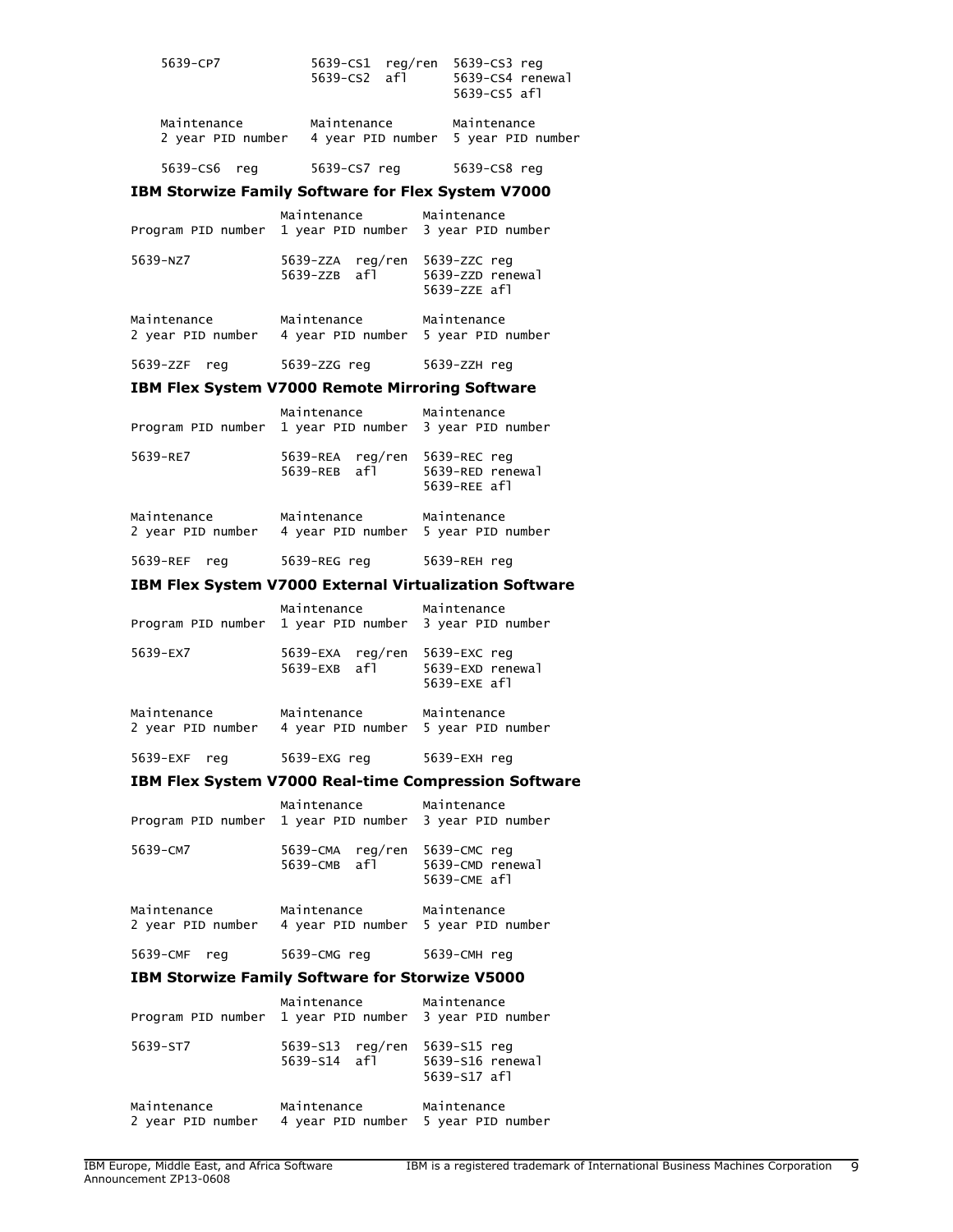| 5639-CP7 | 5639-CS1 reg/ren<br>5639-CS2 afl | 5639-CS3 reg<br>5639-CS4 renewal<br>5639-CS5 afl |
|---|---|---|
| **Maintenance 2 year PID number** | **Maintenance 4 year PID number** | **Maintenance 5 year PID number** |
| 5639-CS6 reg | 5639-CS7 reg | 5639-CS8 reg |

### IBM Storwize Family Software for Flex System V7000

| Program PID number | Maintenance 1 year PID number | Maintenance 3 year PID number |
|---|---|---|
| 5639-NZ7 | 5639-ZZA reg/ren<br>5639-ZZB afl | 5639-ZZC reg<br>5639-ZZD renewal<br>5639-ZZE afl |
| **Maintenance 2 year PID number** | **Maintenance 4 year PID number** | **Maintenance 5 year PID number** |
| 5639-ZZF reg | 5639-ZZG reg | 5639-ZZH reg |

### IBM Flex System V7000 Remote Mirroring Software

| Program PID number | Maintenance 1 year PID number | Maintenance 3 year PID number |
|---|---|---|
| 5639-RE7 | 5639-REA reg/ren<br>5639-REB afl | 5639-REC reg<br>5639-RED renewal<br>5639-REE afl |
| **Maintenance 2 year PID number** | **Maintenance 4 year PID number** | **Maintenance 5 year PID number** |
| 5639-REF reg | 5639-REG reg | 5639-REH reg |

### IBM Flex System V7000 External Virtualization Software

| Program PID number | Maintenance 1 year PID number | Maintenance 3 year PID number |
|---|---|---|
| 5639-EX7 | 5639-EXA reg/ren<br>5639-EXB afl | 5639-EXC reg<br>5639-EXD renewal<br>5639-EXE afl |
| **Maintenance 2 year PID number** | **Maintenance 4 year PID number** | **Maintenance 5 year PID number** |
| 5639-EXF reg | 5639-EXG reg | 5639-EXH reg |

### IBM Flex System V7000 Real-time Compression Software

| Program PID number | Maintenance 1 year PID number | Maintenance 3 year PID number |
|---|---|---|
| 5639-CM7 | 5639-CMA reg/ren<br>5639-CMB afl | 5639-CMC reg<br>5639-CMD renewal<br>5639-CME afl |
| **Maintenance 2 year PID number** | **Maintenance 4 year PID number** | **Maintenance 5 year PID number** |
| 5639-CMF reg | 5639-CMG reg | 5639-CMH reg |

### IBM Storwize Family Software for Storwize V5000

| Program PID number | Maintenance 1 year PID number | Maintenance 3 year PID number |
|---|---|---|
| 5639-ST7 | 5639-S13 reg/ren<br>5639-S14 afl | 5639-S15 reg<br>5639-S16 renewal<br>5639-S17 afl |
| **Maintenance 2 year PID number** | **Maintenance 4 year PID number** | **Maintenance 5 year PID number** |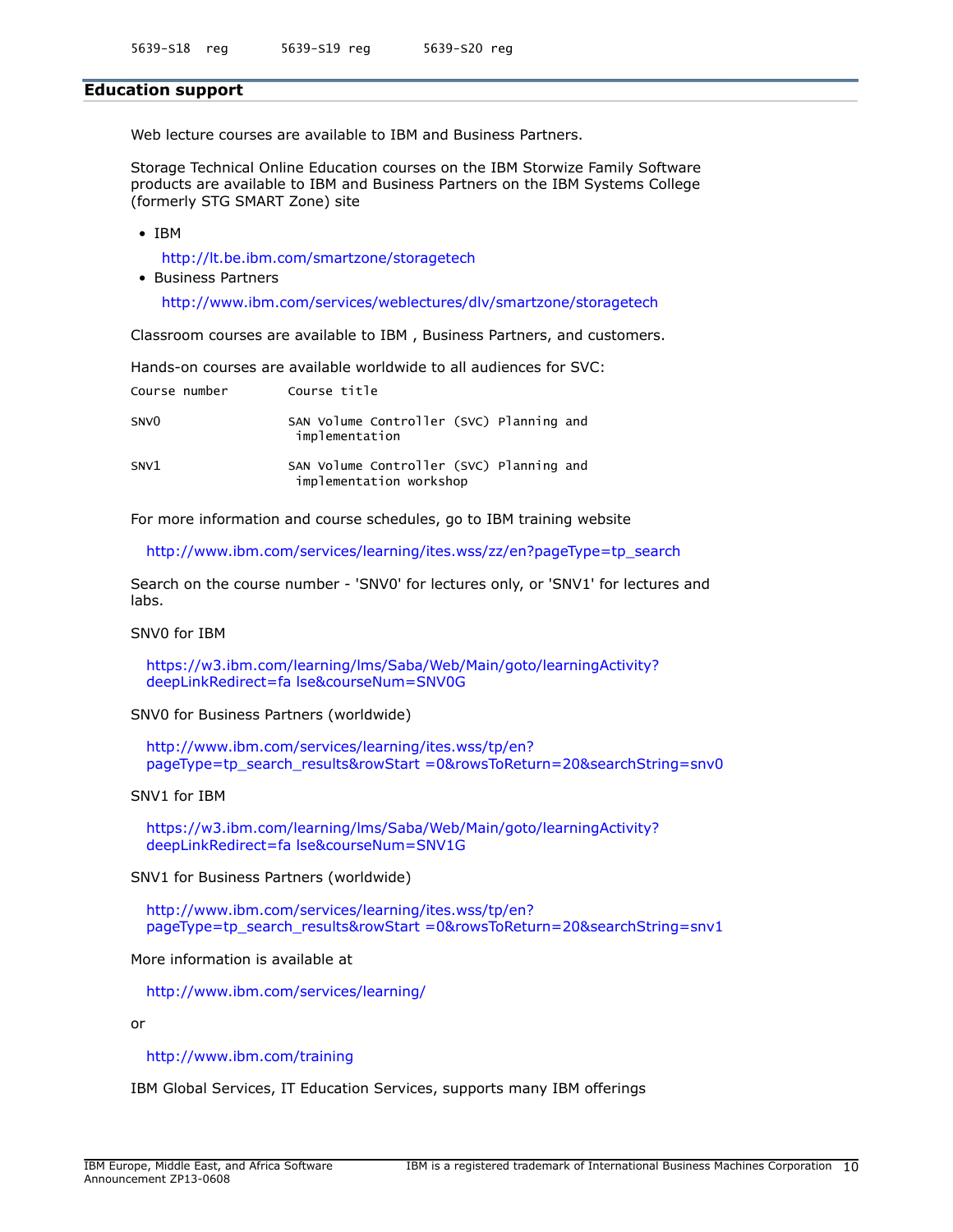```
5639-S18  reg        5639-S19 reg        5639-S20 reg
```

## Education support

Web lecture courses are available to IBM and Business Partners.

Storage Technical Online Education courses on the IBM Storwize Family Software products are available to IBM and Business Partners on the IBM Systems College (formerly STG SMART Zone) site

- IBM

  http://lt.be.ibm.com/smartzone/storagetech
- Business Partners

  http://www.ibm.com/services/weblectures/dlv/smartzone/storagetech

Classroom courses are available to IBM , Business Partners, and customers.

Hands-on courses are available worldwide to all audiences for SVC:

| Course number | Course title |
|---|---|
| SNV0 | SAN Volume Controller (SVC) Planning and implementation |
| SNV1 | SAN Volume Controller (SVC) Planning and implementation workshop |

For more information and course schedules, go to IBM training website

http://www.ibm.com/services/learning/ites.wss/zz/en?pageType=tp_search

Search on the course number - 'SNV0' for lectures only, or 'SNV1' for lectures and labs.

SNV0 for IBM

https://w3.ibm.com/learning/lms/Saba/Web/Main/goto/learningActivity?deepLinkRedirect=fa lse&courseNum=SNV0G

SNV0 for Business Partners (worldwide)

http://www.ibm.com/services/learning/ites.wss/tp/en?pageType=tp_search_results&rowStart =0&rowsToReturn=20&searchString=snv0

SNV1 for IBM

https://w3.ibm.com/learning/lms/Saba/Web/Main/goto/learningActivity?deepLinkRedirect=fa lse&courseNum=SNV1G

SNV1 for Business Partners (worldwide)

http://www.ibm.com/services/learning/ites.wss/tp/en?pageType=tp_search_results&rowStart =0&rowsToReturn=20&searchString=snv1

More information is available at

http://www.ibm.com/services/learning/

or

http://www.ibm.com/training

IBM Global Services, IT Education Services, supports many IBM offerings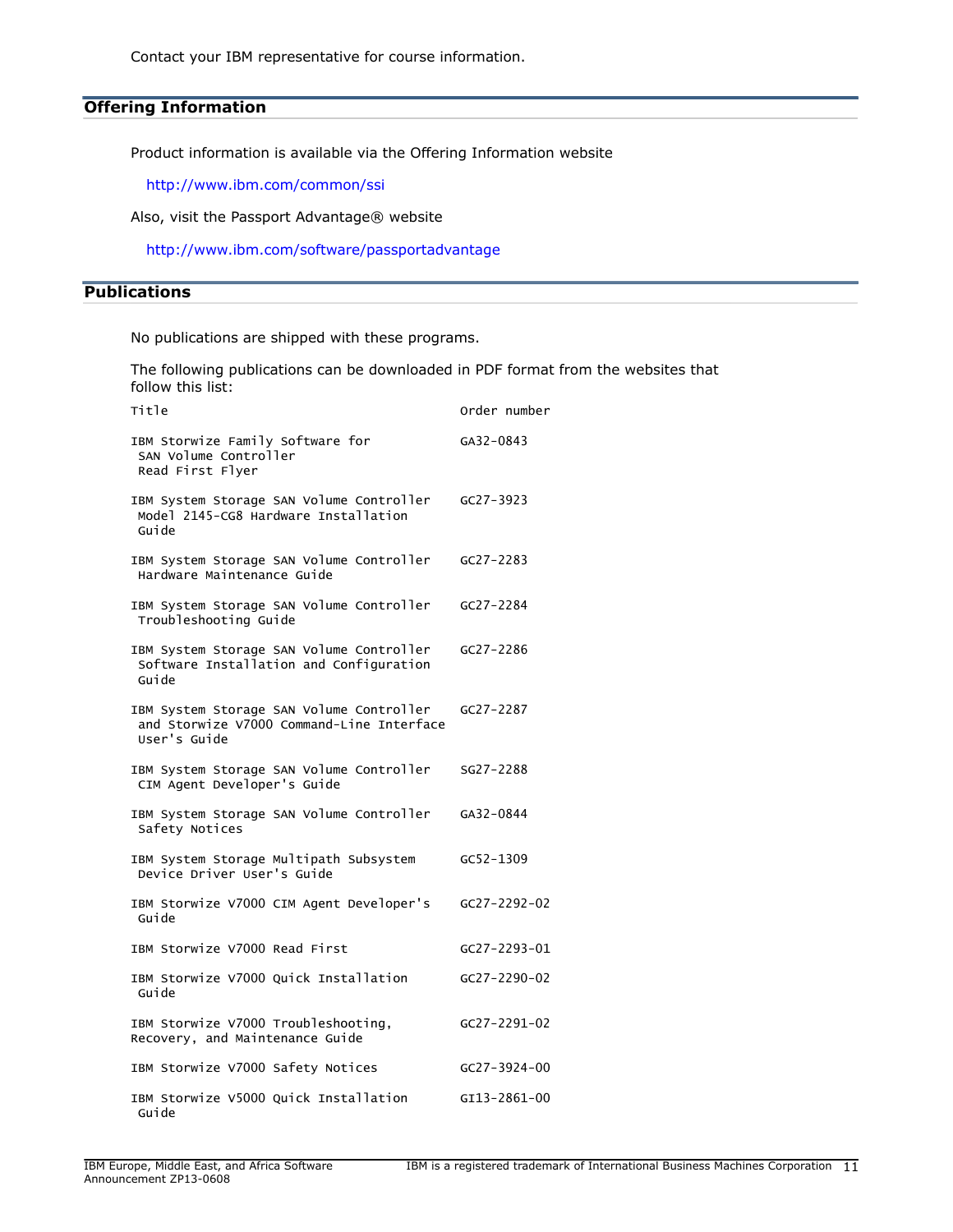Contact your IBM representative for course information.

## Offering Information

Product information is available via the Offering Information website

http://www.ibm.com/common/ssi

Also, visit the Passport Advantage® website

http://www.ibm.com/software/passportadvantage

## Publications

No publications are shipped with these programs.

The following publications can be downloaded in PDF format from the websites that follow this list:

| Title | Order number |
|---|---|
| IBM Storwize Family Software for SAN Volume Controller Read First Flyer | GA32-0843 |
| IBM System Storage SAN Volume Controller Model 2145-CG8 Hardware Installation Guide | GC27-3923 |
| IBM System Storage SAN Volume Controller Hardware Maintenance Guide | GC27-2283 |
| IBM System Storage SAN Volume Controller Troubleshooting Guide | GC27-2284 |
| IBM System Storage SAN Volume Controller Software Installation and Configuration Guide | GC27-2286 |
| IBM System Storage SAN Volume Controller and Storwize V7000 Command-Line Interface User's Guide | GC27-2287 |
| IBM System Storage SAN Volume Controller CIM Agent Developer's Guide | SG27-2288 |
| IBM System Storage SAN Volume Controller Safety Notices | GA32-0844 |
| IBM System Storage Multipath Subsystem Device Driver User's Guide | GC52-1309 |
| IBM Storwize V7000 CIM Agent Developer's Guide | GC27-2292-02 |
| IBM Storwize V7000 Read First | GC27-2293-01 |
| IBM Storwize V7000 Quick Installation Guide | GC27-2290-02 |
| IBM Storwize V7000 Troubleshooting, Recovery, and Maintenance Guide | GC27-2291-02 |
| IBM Storwize V7000 Safety Notices | GC27-3924-00 |
| IBM Storwize V5000 Quick Installation Guide | GI13-2861-00 |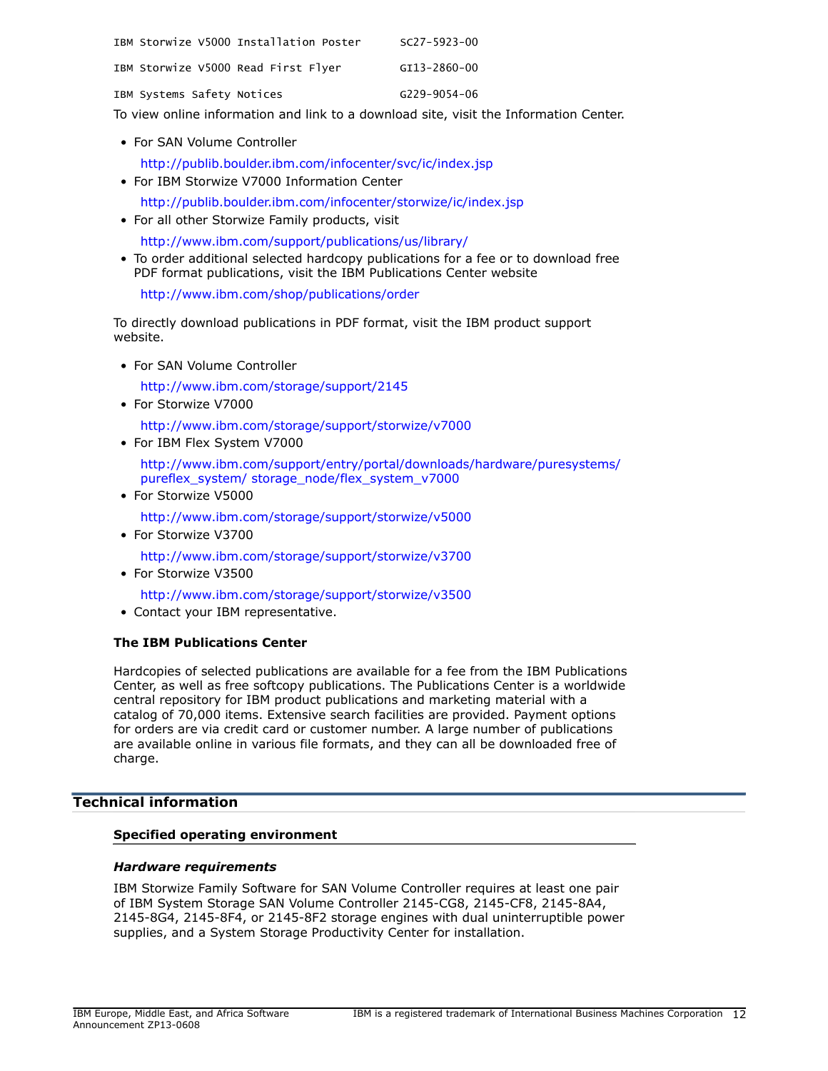| | |
|---|---|
| IBM Storwize V5000 Installation Poster | SC27-5923-00 |
| IBM Storwize V5000 Read First Flyer | GI13-2860-00 |
| IBM Systems Safety Notices | G229-9054-06 |

To view online information and link to a download site, visit the Information Center.

- For SAN Volume Controller

  http://publib.boulder.ibm.com/infocenter/svc/ic/index.jsp
- For IBM Storwize V7000 Information Center

  http://publib.boulder.ibm.com/infocenter/storwize/ic/index.jsp
- For all other Storwize Family products, visit

  http://www.ibm.com/support/publications/us/library/
- To order additional selected hardcopy publications for a fee or to download free PDF format publications, visit the IBM Publications Center website

  http://www.ibm.com/shop/publications/order

To directly download publications in PDF format, visit the IBM product support website.

- For SAN Volume Controller

  http://www.ibm.com/storage/support/2145
- For Storwize V7000

  http://www.ibm.com/storage/support/storwize/v7000
- For IBM Flex System V7000

  http://www.ibm.com/support/entry/portal/downloads/hardware/puresystems/pureflex_system/ storage_node/flex_system_v7000
- For Storwize V5000

  http://www.ibm.com/storage/support/storwize/v5000
- For Storwize V3700

  http://www.ibm.com/storage/support/storwize/v3700
- For Storwize V3500

  http://www.ibm.com/storage/support/storwize/v3500
- Contact your IBM representative.

**The IBM Publications Center**

Hardcopies of selected publications are available for a fee from the IBM Publications Center, as well as free softcopy publications. The Publications Center is a worldwide central repository for IBM product publications and marketing material with a catalog of 70,000 items. Extensive search facilities are provided. Payment options for orders are via credit card or customer number. A large number of publications are available online in various file formats, and they can all be downloaded free of charge.

## Technical information

### Specified operating environment

***Hardware requirements***

IBM Storwize Family Software for SAN Volume Controller requires at least one pair of IBM System Storage SAN Volume Controller 2145-CG8, 2145-CF8, 2145-8A4, 2145-8G4, 2145-8F4, or 2145-8F2 storage engines with dual uninterruptible power supplies, and a System Storage Productivity Center for installation.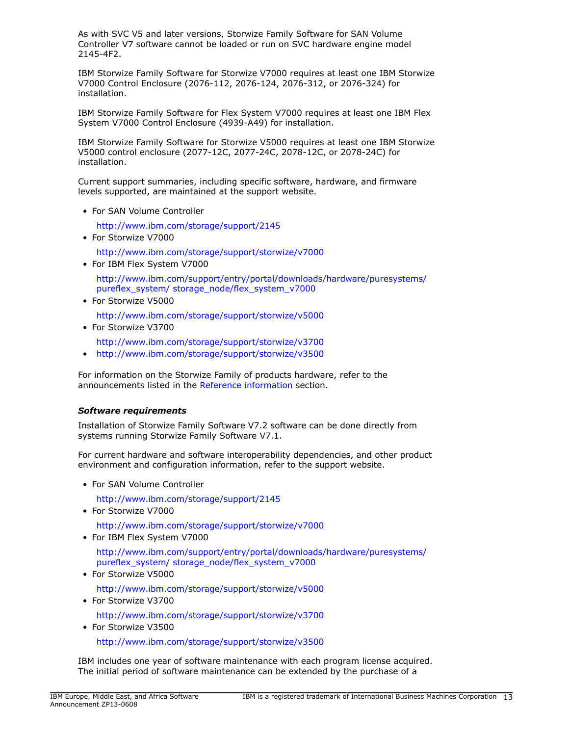As with SVC V5 and later versions, Storwize Family Software for SAN Volume Controller V7 software cannot be loaded or run on SVC hardware engine model 2145-4F2.

IBM Storwize Family Software for Storwize V7000 requires at least one IBM Storwize V7000 Control Enclosure (2076-112, 2076-124, 2076-312, or 2076-324) for installation.

IBM Storwize Family Software for Flex System V7000 requires at least one IBM Flex System V7000 Control Enclosure (4939-A49) for installation.

IBM Storwize Family Software for Storwize V5000 requires at least one IBM Storwize V5000 control enclosure (2077-12C, 2077-24C, 2078-12C, or 2078-24C) for installation.

Current support summaries, including specific software, hardware, and firmware levels supported, are maintained at the support website.

- For SAN Volume Controller

  http://www.ibm.com/storage/support/2145
- For Storwize V7000

  http://www.ibm.com/storage/support/storwize/v7000
- For IBM Flex System V7000

  http://www.ibm.com/support/entry/portal/downloads/hardware/puresystems/pureflex_system/ storage_node/flex_system_v7000
- For Storwize V5000

  http://www.ibm.com/storage/support/storwize/v5000
- For Storwize V3700

  http://www.ibm.com/storage/support/storwize/v3700
- http://www.ibm.com/storage/support/storwize/v3500

For information on the Storwize Family of products hardware, refer to the announcements listed in the Reference information section.

### *Software requirements*

Installation of Storwize Family Software V7.2 software can be done directly from systems running Storwize Family Software V7.1.

For current hardware and software interoperability dependencies, and other product environment and configuration information, refer to the support website.

- For SAN Volume Controller

  http://www.ibm.com/storage/support/2145
- For Storwize V7000

  http://www.ibm.com/storage/support/storwize/v7000
- For IBM Flex System V7000

  http://www.ibm.com/support/entry/portal/downloads/hardware/puresystems/pureflex_system/ storage_node/flex_system_v7000
- For Storwize V5000

  http://www.ibm.com/storage/support/storwize/v5000
- For Storwize V3700

  http://www.ibm.com/storage/support/storwize/v3700
- For Storwize V3500

  http://www.ibm.com/storage/support/storwize/v3500

IBM includes one year of software maintenance with each program license acquired. The initial period of software maintenance can be extended by the purchase of a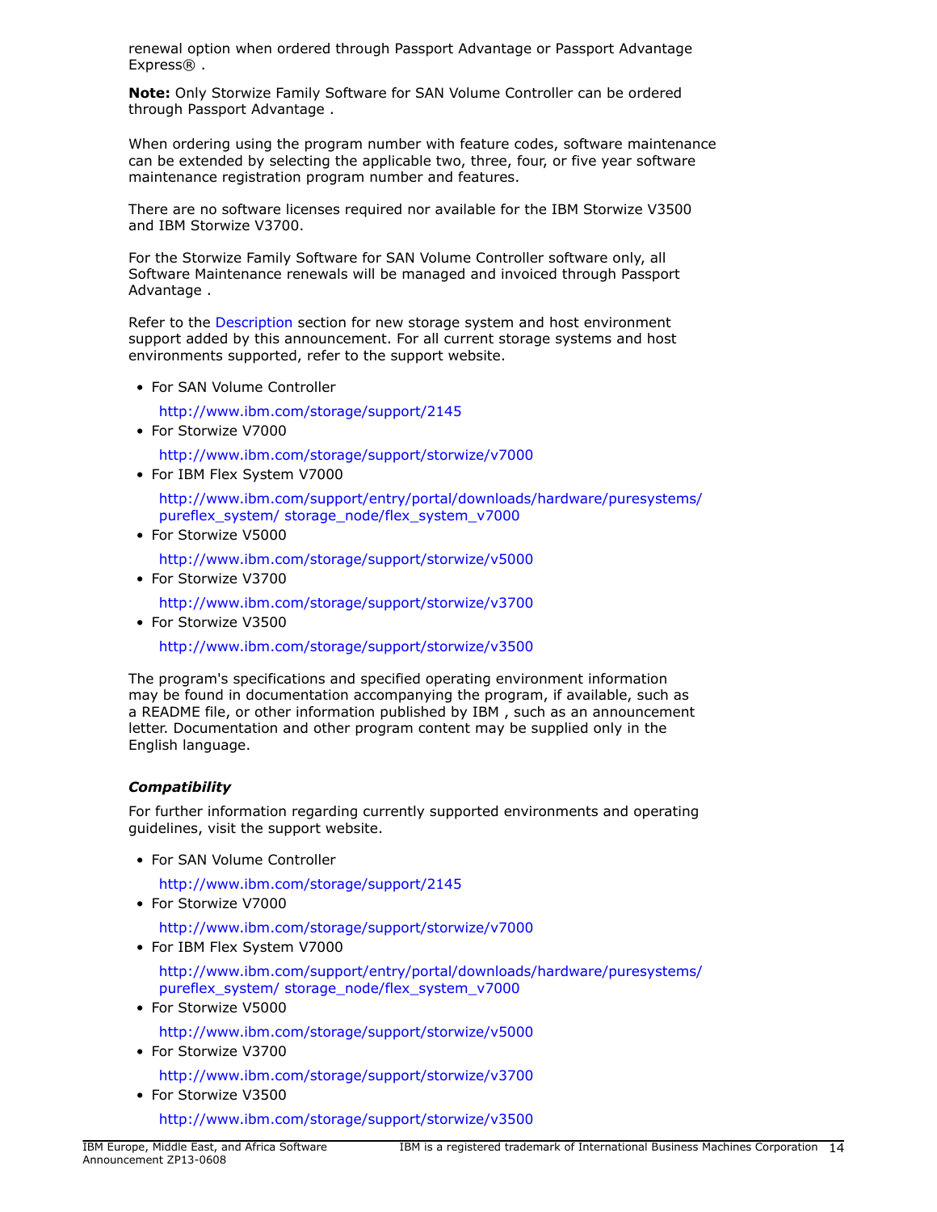renewal option when ordered through Passport Advantage or Passport Advantage Express® .

**Note:** Only Storwize Family Software for SAN Volume Controller can be ordered through Passport Advantage .

When ordering using the program number with feature codes, software maintenance can be extended by selecting the applicable two, three, four, or five year software maintenance registration program number and features.

There are no software licenses required nor available for the IBM Storwize V3500 and IBM Storwize V3700.

For the Storwize Family Software for SAN Volume Controller software only, all Software Maintenance renewals will be managed and invoiced through Passport Advantage .

Refer to the Description section for new storage system and host environment support added by this announcement. For all current storage systems and host environments supported, refer to the support website.

- For SAN Volume Controller

  http://www.ibm.com/storage/support/2145
- For Storwize V7000

  http://www.ibm.com/storage/support/storwize/v7000
- For IBM Flex System V7000

  http://www.ibm.com/support/entry/portal/downloads/hardware/puresystems/pureflex_system/ storage_node/flex_system_v7000
- For Storwize V5000

  http://www.ibm.com/storage/support/storwize/v5000
- For Storwize V3700

  http://www.ibm.com/storage/support/storwize/v3700
- For Storwize V3500

  http://www.ibm.com/storage/support/storwize/v3500

The program's specifications and specified operating environment information may be found in documentation accompanying the program, if available, such as a README file, or other information published by IBM , such as an announcement letter. Documentation and other program content may be supplied only in the English language.

### *Compatibility*

For further information regarding currently supported environments and operating guidelines, visit the support website.

- For SAN Volume Controller

  http://www.ibm.com/storage/support/2145
- For Storwize V7000

  http://www.ibm.com/storage/support/storwize/v7000
- For IBM Flex System V7000

  http://www.ibm.com/support/entry/portal/downloads/hardware/puresystems/pureflex_system/ storage_node/flex_system_v7000
- For Storwize V5000

  http://www.ibm.com/storage/support/storwize/v5000
- For Storwize V3700

  http://www.ibm.com/storage/support/storwize/v3700
- For Storwize V3500

  http://www.ibm.com/storage/support/storwize/v3500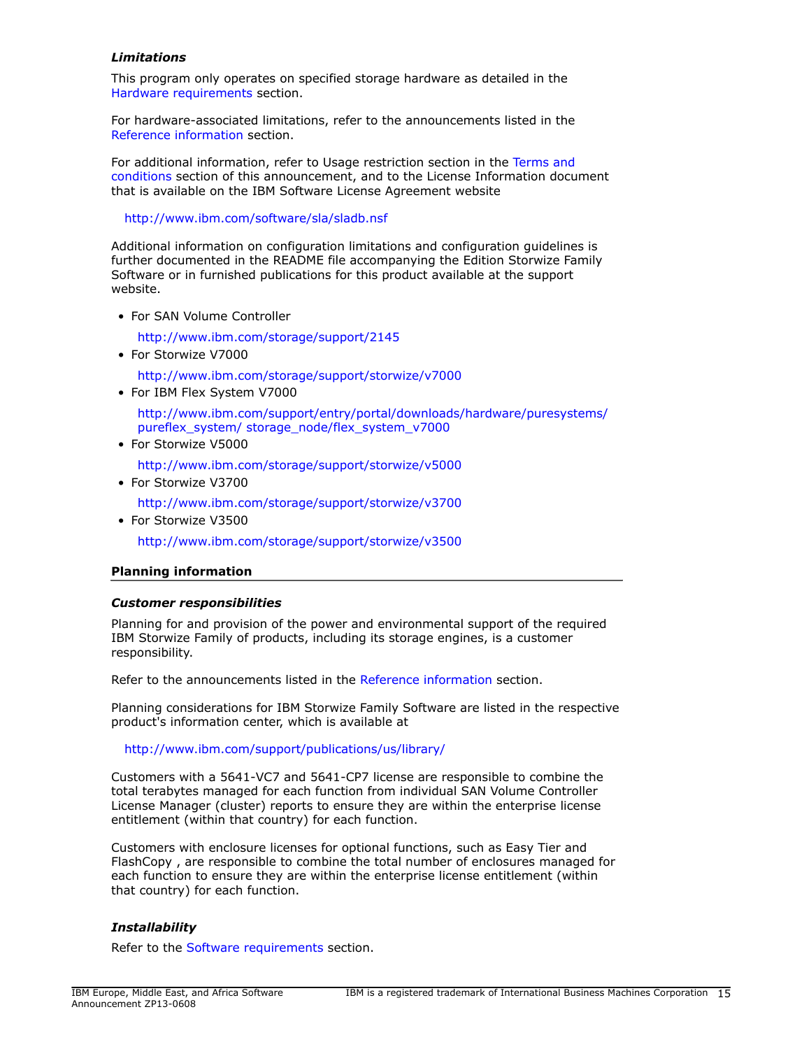### *Limitations*

This program only operates on specified storage hardware as detailed in the Hardware requirements section.

For hardware-associated limitations, refer to the announcements listed in the Reference information section.

For additional information, refer to Usage restriction section in the Terms and conditions section of this announcement, and to the License Information document that is available on the IBM Software License Agreement website

http://www.ibm.com/software/sla/sladb.nsf

Additional information on configuration limitations and configuration guidelines is further documented in the README file accompanying the Edition Storwize Family Software or in furnished publications for this product available at the support website.

- For SAN Volume Controller

  http://www.ibm.com/storage/support/2145
- For Storwize V7000

  http://www.ibm.com/storage/support/storwize/v7000
- For IBM Flex System V7000

  http://www.ibm.com/support/entry/portal/downloads/hardware/puresystems/pureflex_system/ storage_node/flex_system_v7000
- For Storwize V5000

  http://www.ibm.com/storage/support/storwize/v5000
- For Storwize V3700

  http://www.ibm.com/storage/support/storwize/v3700
- For Storwize V3500

  http://www.ibm.com/storage/support/storwize/v3500

## Planning information

### *Customer responsibilities*

Planning for and provision of the power and environmental support of the required IBM Storwize Family of products, including its storage engines, is a customer responsibility.

Refer to the announcements listed in the Reference information section.

Planning considerations for IBM Storwize Family Software are listed in the respective product's information center, which is available at

http://www.ibm.com/support/publications/us/library/

Customers with a 5641-VC7 and 5641-CP7 license are responsible to combine the total terabytes managed for each function from individual SAN Volume Controller License Manager (cluster) reports to ensure they are within the enterprise license entitlement (within that country) for each function.

Customers with enclosure licenses for optional functions, such as Easy Tier and FlashCopy , are responsible to combine the total number of enclosures managed for each function to ensure they are within the enterprise license entitlement (within that country) for each function.

### *Installability*

Refer to the Software requirements section.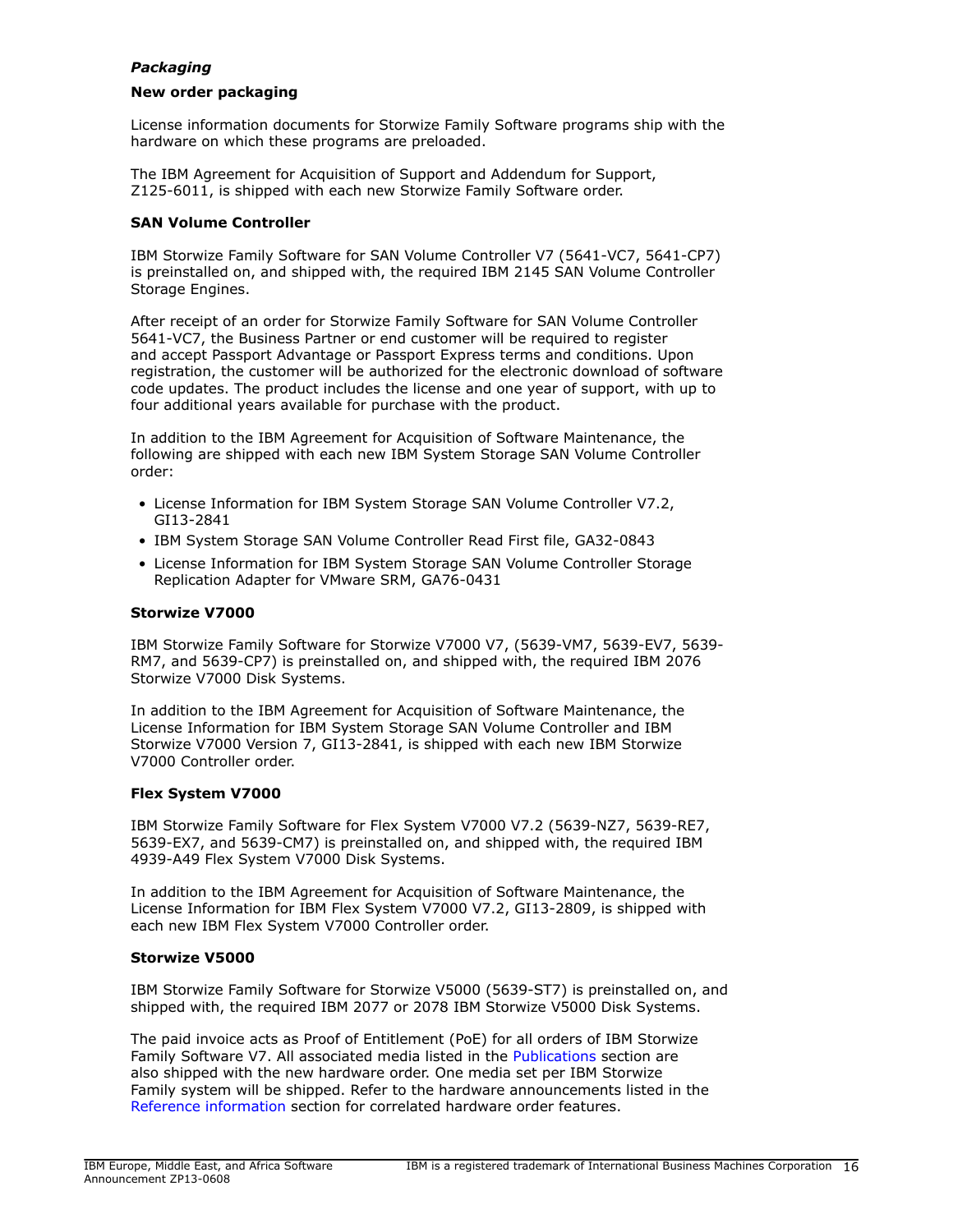*Packaging*

**New order packaging**

License information documents for Storwize Family Software programs ship with the hardware on which these programs are preloaded.

The IBM Agreement for Acquisition of Support and Addendum for Support, Z125-6011, is shipped with each new Storwize Family Software order.

**SAN Volume Controller**

IBM Storwize Family Software for SAN Volume Controller V7 (5641-VC7, 5641-CP7) is preinstalled on, and shipped with, the required IBM 2145 SAN Volume Controller Storage Engines.

After receipt of an order for Storwize Family Software for SAN Volume Controller 5641-VC7, the Business Partner or end customer will be required to register and accept Passport Advantage or Passport Express terms and conditions. Upon registration, the customer will be authorized for the electronic download of software code updates. The product includes the license and one year of support, with up to four additional years available for purchase with the product.

In addition to the IBM Agreement for Acquisition of Software Maintenance, the following are shipped with each new IBM System Storage SAN Volume Controller order:

- License Information for IBM System Storage SAN Volume Controller V7.2, GI13-2841
- IBM System Storage SAN Volume Controller Read First file, GA32-0843
- License Information for IBM System Storage SAN Volume Controller Storage Replication Adapter for VMware SRM, GA76-0431

**Storwize V7000**

IBM Storwize Family Software for Storwize V7000 V7, (5639-VM7, 5639-EV7, 5639-RM7, and 5639-CP7) is preinstalled on, and shipped with, the required IBM 2076 Storwize V7000 Disk Systems.

In addition to the IBM Agreement for Acquisition of Software Maintenance, the License Information for IBM System Storage SAN Volume Controller and IBM Storwize V7000 Version 7, GI13-2841, is shipped with each new IBM Storwize V7000 Controller order.

**Flex System V7000**

IBM Storwize Family Software for Flex System V7000 V7.2 (5639-NZ7, 5639-RE7, 5639-EX7, and 5639-CM7) is preinstalled on, and shipped with, the required IBM 4939-A49 Flex System V7000 Disk Systems.

In addition to the IBM Agreement for Acquisition of Software Maintenance, the License Information for IBM Flex System V7000 V7.2, GI13-2809, is shipped with each new IBM Flex System V7000 Controller order.

**Storwize V5000**

IBM Storwize Family Software for Storwize V5000 (5639-ST7) is preinstalled on, and shipped with, the required IBM 2077 or 2078 IBM Storwize V5000 Disk Systems.

The paid invoice acts as Proof of Entitlement (PoE) for all orders of IBM Storwize Family Software V7. All associated media listed in the Publications section are also shipped with the new hardware order. One media set per IBM Storwize Family system will be shipped. Refer to the hardware announcements listed in the Reference information section for correlated hardware order features.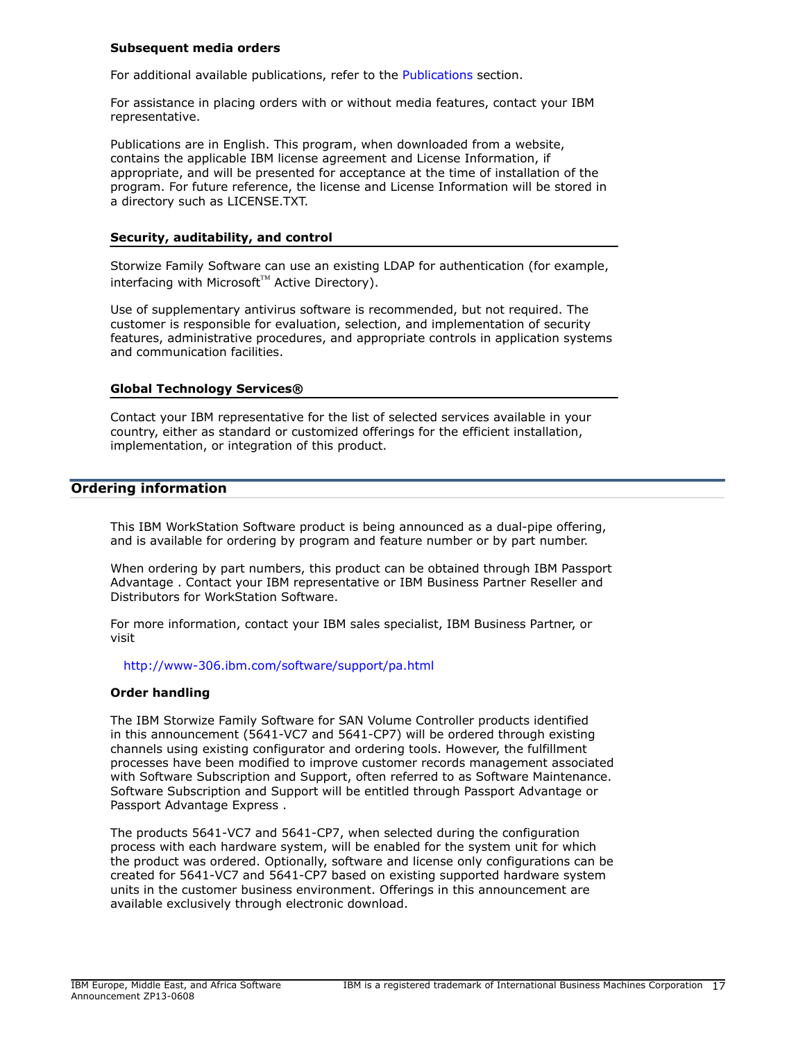### Subsequent media orders

For additional available publications, refer to the Publications section.

For assistance in placing orders with or without media features, contact your IBM representative.

Publications are in English. This program, when downloaded from a website, contains the applicable IBM license agreement and License Information, if appropriate, and will be presented for acceptance at the time of installation of the program. For future reference, the license and License Information will be stored in a directory such as LICENSE.TXT.

### Security, auditability, and control

Storwize Family Software can use an existing LDAP for authentication (for example, interfacing with Microsoft™ Active Directory).

Use of supplementary antivirus software is recommended, but not required. The customer is responsible for evaluation, selection, and implementation of security features, administrative procedures, and appropriate controls in application systems and communication facilities.

### Global Technology Services®

Contact your IBM representative for the list of selected services available in your country, either as standard or customized offerings for the efficient installation, implementation, or integration of this product.

## Ordering information

This IBM WorkStation Software product is being announced as a dual-pipe offering, and is available for ordering by program and feature number or by part number.

When ordering by part numbers, this product can be obtained through IBM Passport Advantage . Contact your IBM representative or IBM Business Partner Reseller and Distributors for WorkStation Software.

For more information, contact your IBM sales specialist, IBM Business Partner, or visit

http://www-306.ibm.com/software/support/pa.html

### Order handling

The IBM Storwize Family Software for SAN Volume Controller products identified in this announcement (5641-VC7 and 5641-CP7) will be ordered through existing channels using existing configurator and ordering tools. However, the fulfillment processes have been modified to improve customer records management associated with Software Subscription and Support, often referred to as Software Maintenance. Software Subscription and Support will be entitled through Passport Advantage or Passport Advantage Express .

The products 5641-VC7 and 5641-CP7, when selected during the configuration process with each hardware system, will be enabled for the system unit for which the product was ordered. Optionally, software and license only configurations can be created for 5641-VC7 and 5641-CP7 based on existing supported hardware system units in the customer business environment. Offerings in this announcement are available exclusively through electronic download.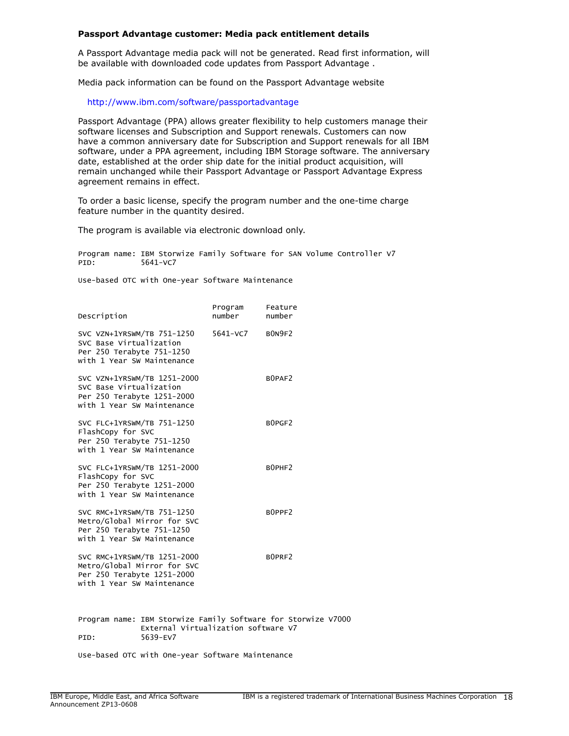**Passport Advantage customer: Media pack entitlement details**

A Passport Advantage media pack will not be generated. Read first information, will be available with downloaded code updates from Passport Advantage .

Media pack information can be found on the Passport Advantage website

http://www.ibm.com/software/passportadvantage

Passport Advantage (PPA) allows greater flexibility to help customers manage their software licenses and Subscription and Support renewals. Customers can now have a common anniversary date for Subscription and Support renewals for all IBM software, under a PPA agreement, including IBM Storage software. The anniversary date, established at the order ship date for the initial product acquisition, will remain unchanged while their Passport Advantage or Passport Advantage Express agreement remains in effect.

To order a basic license, specify the program number and the one-time charge feature number in the quantity desired.

The program is available via electronic download only.

```
Program name: IBM Storwize Family Software for SAN Volume Controller V7
PID:          5641-VC7
```

Use-based OTC with One-year Software Maintenance

| Description | Program number | Feature number |
|---|---|---|
| SVC VZN+1YRSWM/TB 751-1250 SVC Base Virtualization Per 250 Terabyte 751-1250 with 1 Year SW Maintenance | 5641-VC7 | B0N9F2 |
| SVC VZN+1YRSWM/TB 1251-2000 SVC Base Virtualization Per 250 Terabyte 1251-2000 with 1 Year SW Maintenance | | B0PAF2 |
| SVC FLC+1YRSWM/TB 751-1250 FlashCopy for SVC Per 250 Terabyte 751-1250 with 1 Year SW Maintenance | | B0PGF2 |
| SVC FLC+1YRSWM/TB 1251-2000 FlashCopy for SVC Per 250 Terabyte 1251-2000 with 1 Year SW Maintenance | | B0PHF2 |
| SVC RMC+1YRSWM/TB 751-1250 Metro/Global Mirror for SVC Per 250 Terabyte 751-1250 with 1 Year SW Maintenance | | B0PPF2 |
| SVC RMC+1YRSWM/TB 1251-2000 Metro/Global Mirror for SVC Per 250 Terabyte 1251-2000 with 1 Year SW Maintenance | | B0PRF2 |

```
Program name: IBM Storwize Family Software for Storwize V7000
              External Virtualization software V7
PID:          5639-EV7
```

Use-based OTC with One-year Software Maintenance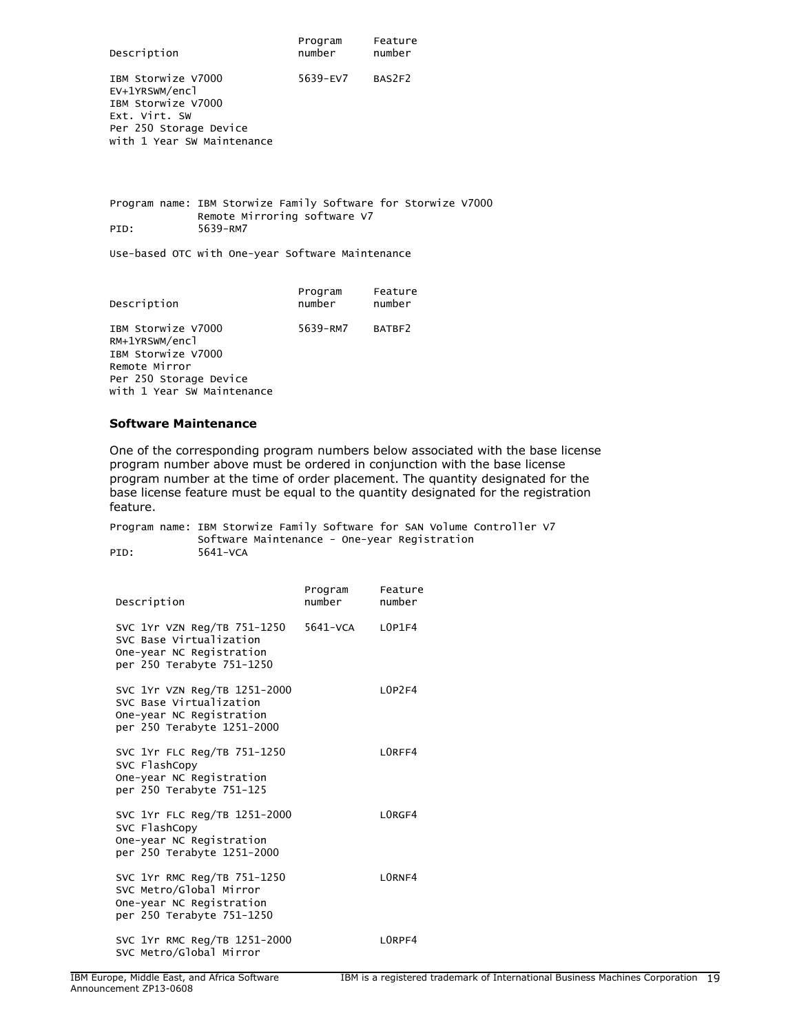| Description | Program number | Feature number |
|---|---|---|
| IBM Storwize V7000 EV+1YRSWM/encl IBM Storwize V7000 Ext. Virt. SW Per 250 Storage Device with 1 Year SW Maintenance | 5639-EV7 | BAS2F2 |

Program name: IBM Storwize Family Software for Storwize V7000 Remote Mirroring software V7
PID: 5639-RM7

Use-based OTC with One-year Software Maintenance

| Description | Program number | Feature number |
|---|---|---|
| IBM Storwize V7000 RM+1YRSWM/encl IBM Storwize V7000 Remote Mirror Per 250 Storage Device with 1 Year SW Maintenance | 5639-RM7 | BATBF2 |

**Software Maintenance**

One of the corresponding program numbers below associated with the base license program number above must be ordered in conjunction with the base license program number at the time of order placement. The quantity designated for the base license feature must be equal to the quantity designated for the registration feature.

Program name: IBM Storwize Family Software for SAN Volume Controller V7 Software Maintenance - One-year Registration
PID: 5641-VCA

| Description | Program number | Feature number |
|---|---|---|
| SVC 1Yr VZN Reg/TB 751-1250 SVC Base Virtualization One-year NC Registration per 250 Terabyte 751-1250 | 5641-VCA | L0P1F4 |
| SVC 1Yr VZN Reg/TB 1251-2000 SVC Base Virtualization One-year NC Registration per 250 Terabyte 1251-2000 | | L0P2F4 |
| SVC 1Yr FLC Reg/TB 751-1250 SVC FlashCopy One-year NC Registration per 250 Terabyte 751-125 | | L0RFF4 |
| SVC 1Yr FLC Reg/TB 1251-2000 SVC FlashCopy One-year NC Registration per 250 Terabyte 1251-2000 | | L0RGF4 |
| SVC 1Yr RMC Reg/TB 751-1250 SVC Metro/Global Mirror One-year NC Registration per 250 Terabyte 751-1250 | | L0RNF4 |
| SVC 1Yr RMC Reg/TB 1251-2000 SVC Metro/Global Mirror | | L0RPF4 |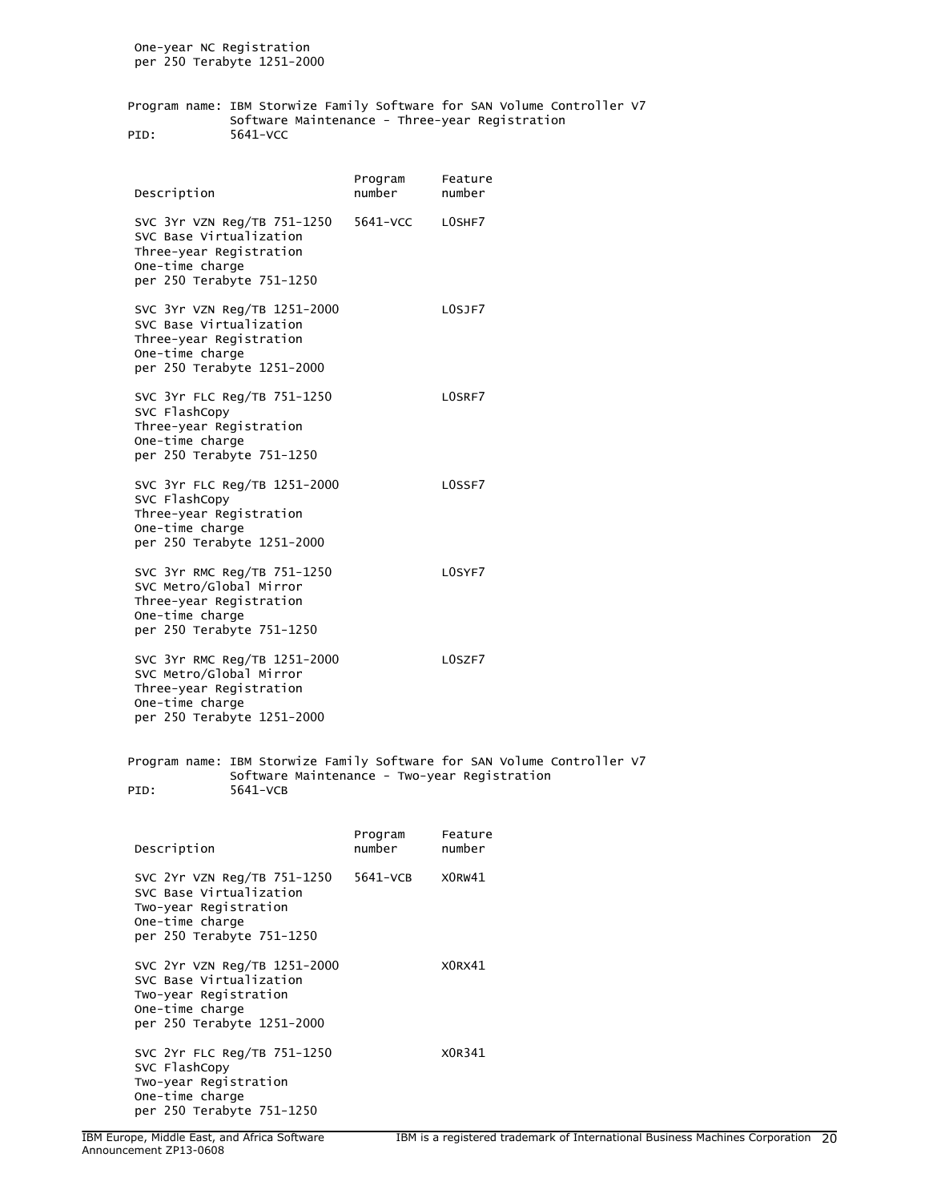One-year NC Registration
per 250 Terabyte 1251-2000

Program name: IBM Storwize Family Software for SAN Volume Controller V7 Software Maintenance - Three-year Registration
PID: 5641-VCC

| Description | Program number | Feature number |
|---|---|---|
| SVC 3Yr VZN Reg/TB 751-1250<br>SVC Base Virtualization<br>Three-year Registration<br>One-time charge<br>per 250 Terabyte 751-1250 | 5641-VCC | L0SHF7 |
| SVC 3Yr VZN Reg/TB 1251-2000<br>SVC Base Virtualization<br>Three-year Registration<br>One-time charge<br>per 250 Terabyte 1251-2000 | | L0SJF7 |
| SVC 3Yr FLC Reg/TB 751-1250<br>SVC FlashCopy<br>Three-year Registration<br>One-time charge<br>per 250 Terabyte 751-1250 | | L0SRF7 |
| SVC 3Yr FLC Reg/TB 1251-2000<br>SVC FlashCopy<br>Three-year Registration<br>One-time charge<br>per 250 Terabyte 1251-2000 | | L0SSF7 |
| SVC 3Yr RMC Reg/TB 751-1250<br>SVC Metro/Global Mirror<br>Three-year Registration<br>One-time charge<br>per 250 Terabyte 751-1250 | | L0SYF7 |
| SVC 3Yr RMC Reg/TB 1251-2000<br>SVC Metro/Global Mirror<br>Three-year Registration<br>One-time charge<br>per 250 Terabyte 1251-2000 | | L0SZF7 |

Program name: IBM Storwize Family Software for SAN Volume Controller V7 Software Maintenance - Two-year Registration
PID: 5641-VCB

| Description | Program number | Feature number |
|---|---|---|
| SVC 2Yr VZN Reg/TB 751-1250<br>SVC Base Virtualization<br>Two-year Registration<br>One-time charge<br>per 250 Terabyte 751-1250 | 5641-VCB | X0RW41 |
| SVC 2Yr VZN Reg/TB 1251-2000<br>SVC Base Virtualization<br>Two-year Registration<br>One-time charge<br>per 250 Terabyte 1251-2000 | | X0RX41 |
| SVC 2Yr FLC Reg/TB 751-1250<br>SVC FlashCopy<br>Two-year Registration<br>One-time charge<br>per 250 Terabyte 751-1250 | | X0R341 |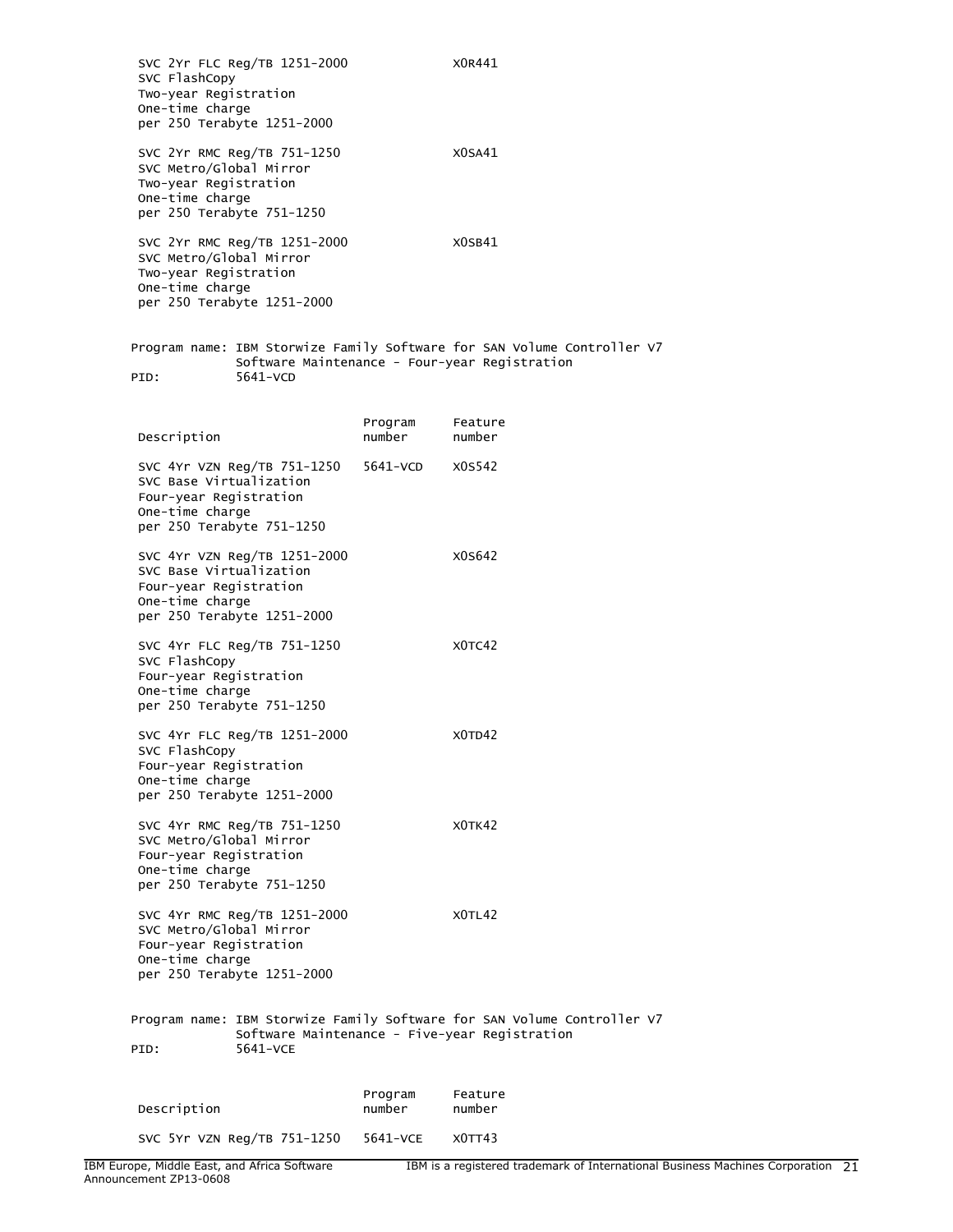| Description | Program number | Feature number |
|---|---|---|
| SVC 2Yr FLC Reg/TB 1251-2000<br>SVC FlashCopy<br>Two-year Registration<br>One-time charge<br>per 250 Terabyte 1251-2000 | | X0R441 |
| SVC 2Yr RMC Reg/TB 751-1250<br>SVC Metro/Global Mirror<br>Two-year Registration<br>One-time charge<br>per 250 Terabyte 751-1250 | | X0SA41 |
| SVC 2Yr RMC Reg/TB 1251-2000<br>SVC Metro/Global Mirror<br>Two-year Registration<br>One-time charge<br>per 250 Terabyte 1251-2000 | | X0SB41 |

Program name: IBM Storwize Family Software for SAN Volume Controller V7 Software Maintenance - Four-year Registration
PID: 5641-VCD

| Description | Program number | Feature number |
|---|---|---|
| SVC 4Yr VZN Reg/TB 751-1250<br>SVC Base Virtualization<br>Four-year Registration<br>One-time charge<br>per 250 Terabyte 751-1250 | 5641-VCD | X0S542 |
| SVC 4Yr VZN Reg/TB 1251-2000<br>SVC Base Virtualization<br>Four-year Registration<br>One-time charge<br>per 250 Terabyte 1251-2000 | | X0S642 |
| SVC 4Yr FLC Reg/TB 751-1250<br>SVC FlashCopy<br>Four-year Registration<br>One-time charge<br>per 250 Terabyte 751-1250 | | X0TC42 |
| SVC 4Yr FLC Reg/TB 1251-2000<br>SVC FlashCopy<br>Four-year Registration<br>One-time charge<br>per 250 Terabyte 1251-2000 | | X0TD42 |
| SVC 4Yr RMC Reg/TB 751-1250<br>SVC Metro/Global Mirror<br>Four-year Registration<br>One-time charge<br>per 250 Terabyte 751-1250 | | X0TK42 |
| SVC 4Yr RMC Reg/TB 1251-2000<br>SVC Metro/Global Mirror<br>Four-year Registration<br>One-time charge<br>per 250 Terabyte 1251-2000 | | X0TL42 |

Program name: IBM Storwize Family Software for SAN Volume Controller V7 Software Maintenance - Five-year Registration
PID: 5641-VCE

| Description | Program number | Feature number |
|---|---|---|
| SVC 5Yr VZN Reg/TB 751-1250 | 5641-VCE | X0TT43 |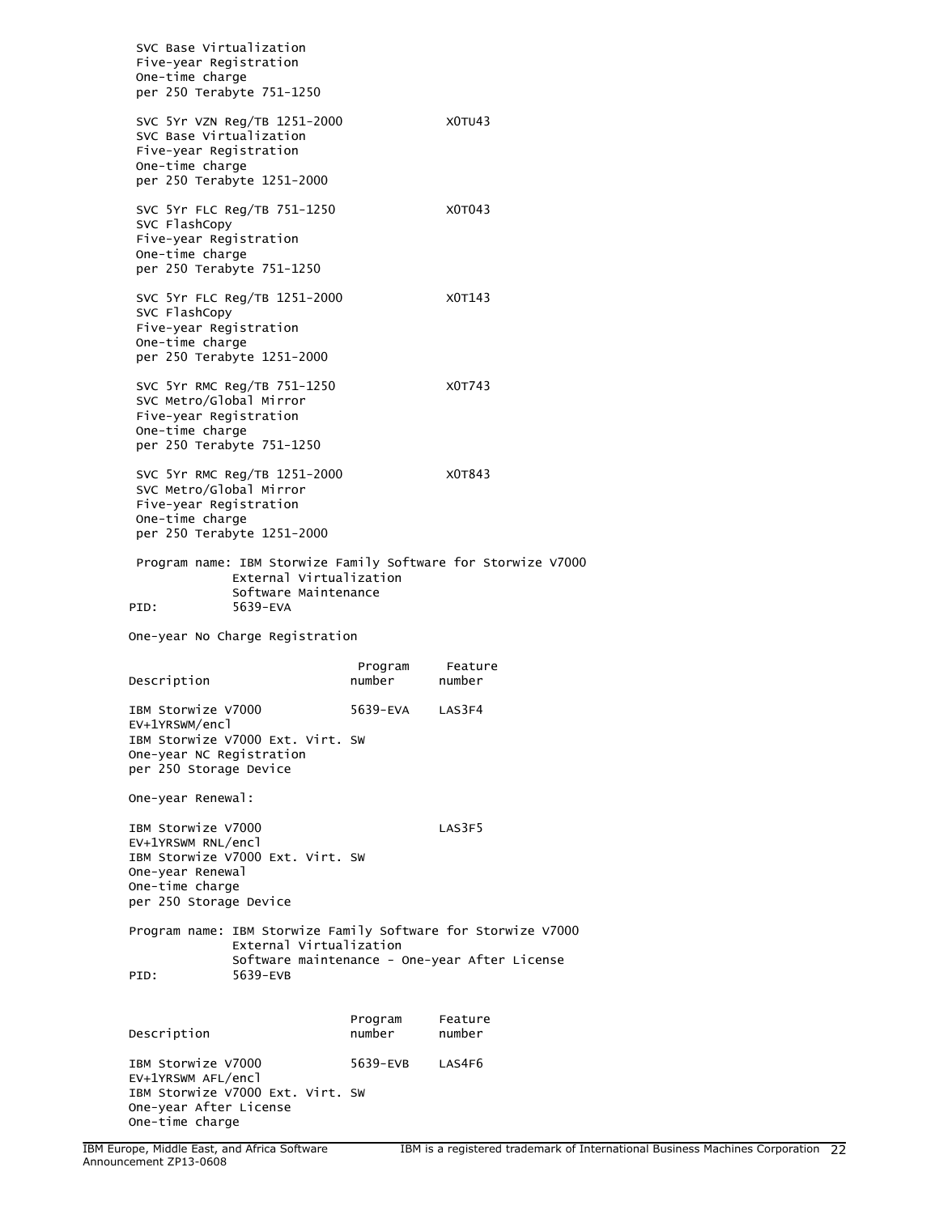SVC Base Virtualization
Five-year Registration
One-time charge
per 250 Terabyte 751-1250

| Description | Program number | Feature number |
|---|---|---|
| SVC 5Yr VZN Reg/TB 1251-2000<br>SVC Base Virtualization<br>Five-year Registration<br>One-time charge<br>per 250 Terabyte 1251-2000 | | X0TU43 |
| SVC 5Yr FLC Reg/TB 751-1250<br>SVC FlashCopy<br>Five-year Registration<br>One-time charge<br>per 250 Terabyte 751-1250 | | X0T043 |
| SVC 5Yr FLC Reg/TB 1251-2000<br>SVC FlashCopy<br>Five-year Registration<br>One-time charge<br>per 250 Terabyte 1251-2000 | | X0T143 |
| SVC 5Yr RMC Reg/TB 751-1250<br>SVC Metro/Global Mirror<br>Five-year Registration<br>One-time charge<br>per 250 Terabyte 751-1250 | | X0T743 |
| SVC 5Yr RMC Reg/TB 1251-2000<br>SVC Metro/Global Mirror<br>Five-year Registration<br>One-time charge<br>per 250 Terabyte 1251-2000 | | X0T843 |

Program name: IBM Storwize Family Software for Storwize V7000 External Virtualization Software Maintenance
PID: 5639-EVA

One-year No Charge Registration

| Description | Program number | Feature number |
|---|---|---|
| IBM Storwize V7000 EV+1YRSWM/encl<br>IBM Storwize V7000 Ext. Virt. SW<br>One-year NC Registration<br>per 250 Storage Device | 5639-EVA | LAS3F4 |

One-year Renewal:

| Description | Program number | Feature number |
|---|---|---|
| IBM Storwize V7000 EV+1YRSWM RNL/encl<br>IBM Storwize V7000 Ext. Virt. SW<br>One-year Renewal<br>One-time charge<br>per 250 Storage Device | | LAS3F5 |

Program name: IBM Storwize Family Software for Storwize V7000 External Virtualization Software maintenance - One-year After License
PID: 5639-EVB

| Description | Program number | Feature number |
|---|---|---|
| IBM Storwize V7000 EV+1YRSWM AFL/encl<br>IBM Storwize V7000 Ext. Virt. SW<br>One-year After License<br>One-time charge | 5639-EVB | LAS4F6 |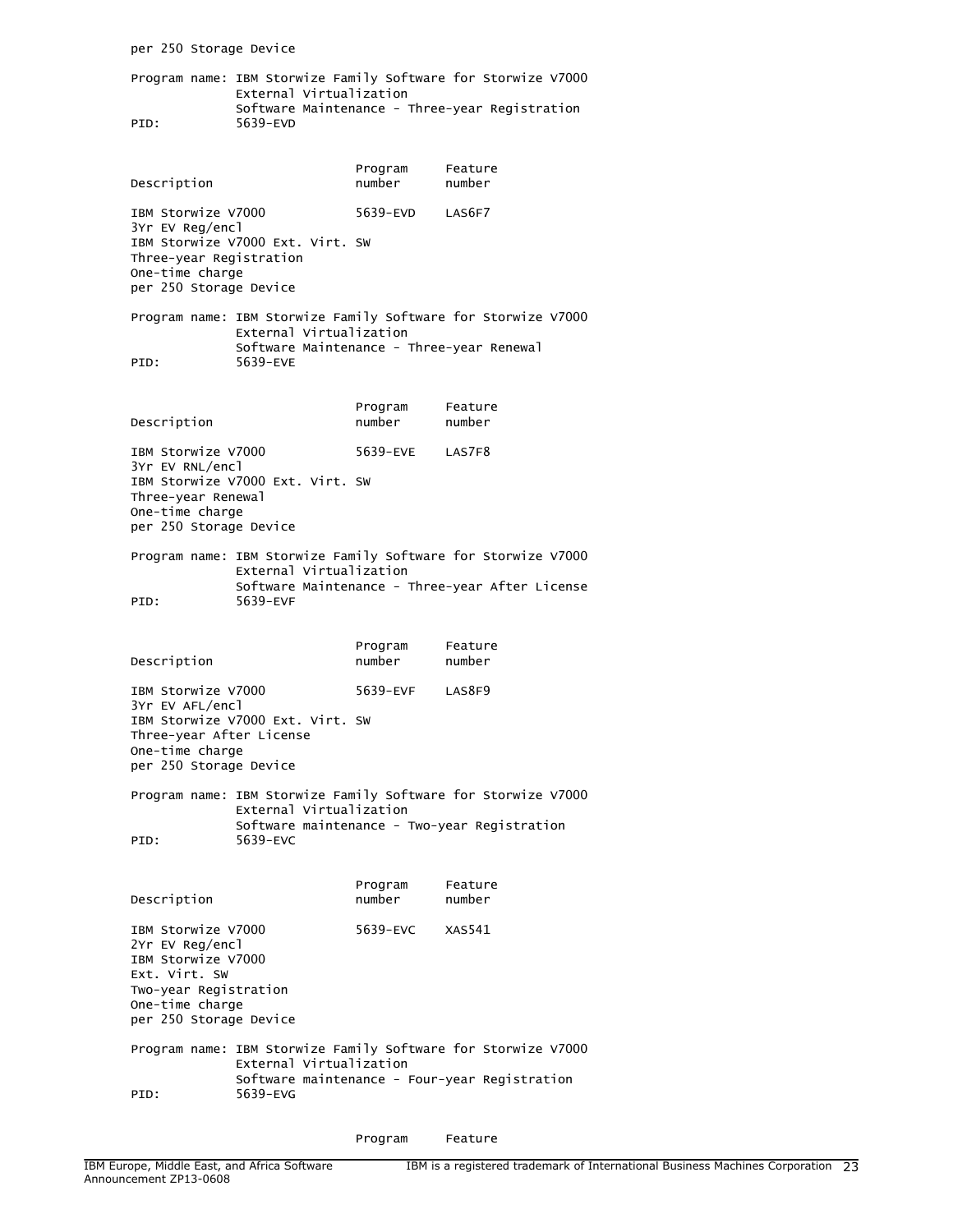per 250 Storage Device

Program name: IBM Storwize Family Software for Storwize V7000 External Virtualization Software Maintenance - Three-year Registration
PID: 5639-EVD

| Description | Program number | Feature number |
| --- | --- | --- |
| IBM Storwize V7000 3Yr EV Reg/encl IBM Storwize V7000 Ext. Virt. SW Three-year Registration One-time charge per 250 Storage Device | 5639-EVD | LAS6F7 |

Program name: IBM Storwize Family Software for Storwize V7000 External Virtualization Software Maintenance - Three-year Renewal
PID: 5639-EVE

| Description | Program number | Feature number |
| --- | --- | --- |
| IBM Storwize V7000 3Yr EV RNL/encl IBM Storwize V7000 Ext. Virt. SW Three-year Renewal One-time charge per 250 Storage Device | 5639-EVE | LAS7F8 |

Program name: IBM Storwize Family Software for Storwize V7000 External Virtualization Software Maintenance - Three-year After License
PID: 5639-EVF

| Description | Program number | Feature number |
| --- | --- | --- |
| IBM Storwize V7000 3Yr EV AFL/encl IBM Storwize V7000 Ext. Virt. SW Three-year After License One-time charge per 250 Storage Device | 5639-EVF | LAS8F9 |

Program name: IBM Storwize Family Software for Storwize V7000 External Virtualization Software maintenance - Two-year Registration
PID: 5639-EVC

| Description | Program number | Feature number |
| --- | --- | --- |
| IBM Storwize V7000 2Yr EV Reg/encl IBM Storwize V7000 Ext. Virt. SW Two-year Registration One-time charge per 250 Storage Device | 5639-EVC | XAS541 |

Program name: IBM Storwize Family Software for Storwize V7000 External Virtualization Software maintenance - Four-year Registration
PID: 5639-EVG

Program Feature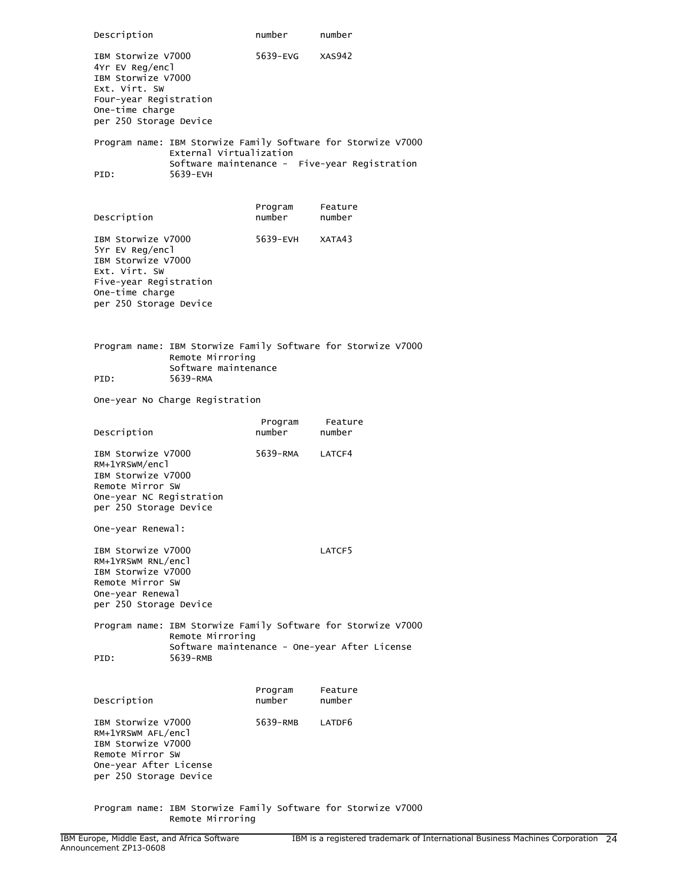| Description | number | number |
|---|---|---|
| IBM Storwize V7000 4Yr EV Reg/encl IBM Storwize V7000 Ext. Virt. SW Four-year Registration One-time charge per 250 Storage Device | 5639-EVG | XAS942 |

Program name: IBM Storwize Family Software for Storwize V7000 External Virtualization Software maintenance - Five-year Registration
PID: 5639-EVH

| Description | Program number | Feature number |
|---|---|---|
| IBM Storwize V7000 5Yr EV Reg/encl IBM Storwize V7000 Ext. Virt. SW Five-year Registration One-time charge per 250 Storage Device | 5639-EVH | XATA43 |

Program name: IBM Storwize Family Software for Storwize V7000 Remote Mirroring Software maintenance
PID: 5639-RMA

One-year No Charge Registration

| Description | Program number | Feature number |
|---|---|---|
| IBM Storwize V7000 RM+1YRSWM/encl IBM Storwize V7000 Remote Mirror SW One-year NC Registration per 250 Storage Device | 5639-RMA | LATCF4 |

One-year Renewal:

| Description | Program number | Feature number |
|---|---|---|
| IBM Storwize V7000 RM+1YRSWM RNL/encl IBM Storwize V7000 Remote Mirror SW One-year Renewal per 250 Storage Device | | LATCF5 |

Program name: IBM Storwize Family Software for Storwize V7000 Remote Mirroring Software maintenance - One-year After License
PID: 5639-RMB

| Description | Program number | Feature number |
|---|---|---|
| IBM Storwize V7000 RM+1YRSWM AFL/encl IBM Storwize V7000 Remote Mirror SW One-year After License per 250 Storage Device | 5639-RMB | LATDF6 |

Program name: IBM Storwize Family Software for Storwize V7000 Remote Mirroring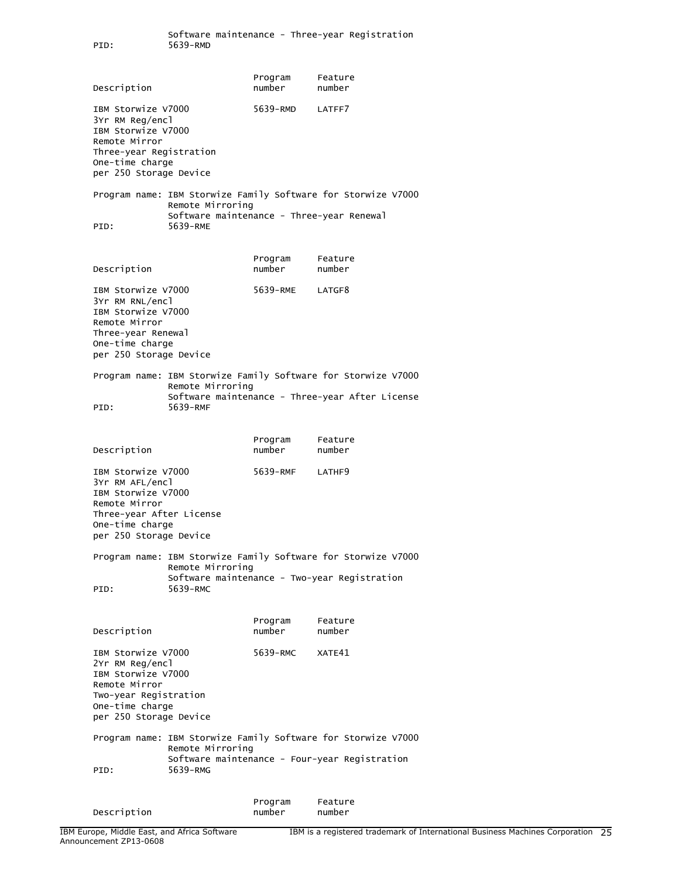Software maintenance - Three-year Registration
PID: 5639-RMD

| Description | Program number | Feature number |
|---|---|---|
| IBM Storwize V7000 3Yr RM Reg/encl IBM Storwize V7000 Remote Mirror Three-year Registration One-time charge per 250 Storage Device | 5639-RMD | LATFF7 |

Program name: IBM Storwize Family Software for Storwize V7000 Remote Mirroring
Software maintenance - Three-year Renewal
PID: 5639-RME

| Description | Program number | Feature number |
|---|---|---|
| IBM Storwize V7000 3Yr RM RNL/encl IBM Storwize V7000 Remote Mirror Three-year Renewal One-time charge per 250 Storage Device | 5639-RME | LATGF8 |

Program name: IBM Storwize Family Software for Storwize V7000 Remote Mirroring
Software maintenance - Three-year After License
PID: 5639-RMF

| Description | Program number | Feature number |
|---|---|---|
| IBM Storwize V7000 3Yr RM AFL/encl IBM Storwize V7000 Remote Mirror Three-year After License One-time charge per 250 Storage Device | 5639-RMF | LATHF9 |

Program name: IBM Storwize Family Software for Storwize V7000 Remote Mirroring
Software maintenance - Two-year Registration
PID: 5639-RMC

| Description | Program number | Feature number |
|---|---|---|
| IBM Storwize V7000 2Yr RM Reg/encl IBM Storwize V7000 Remote Mirror Two-year Registration One-time charge per 250 Storage Device | 5639-RMC | XATE41 |

Program name: IBM Storwize Family Software for Storwize V7000 Remote Mirroring
Software maintenance - Four-year Registration
PID: 5639-RMG

| Description | Program number | Feature number |
|---|---|---|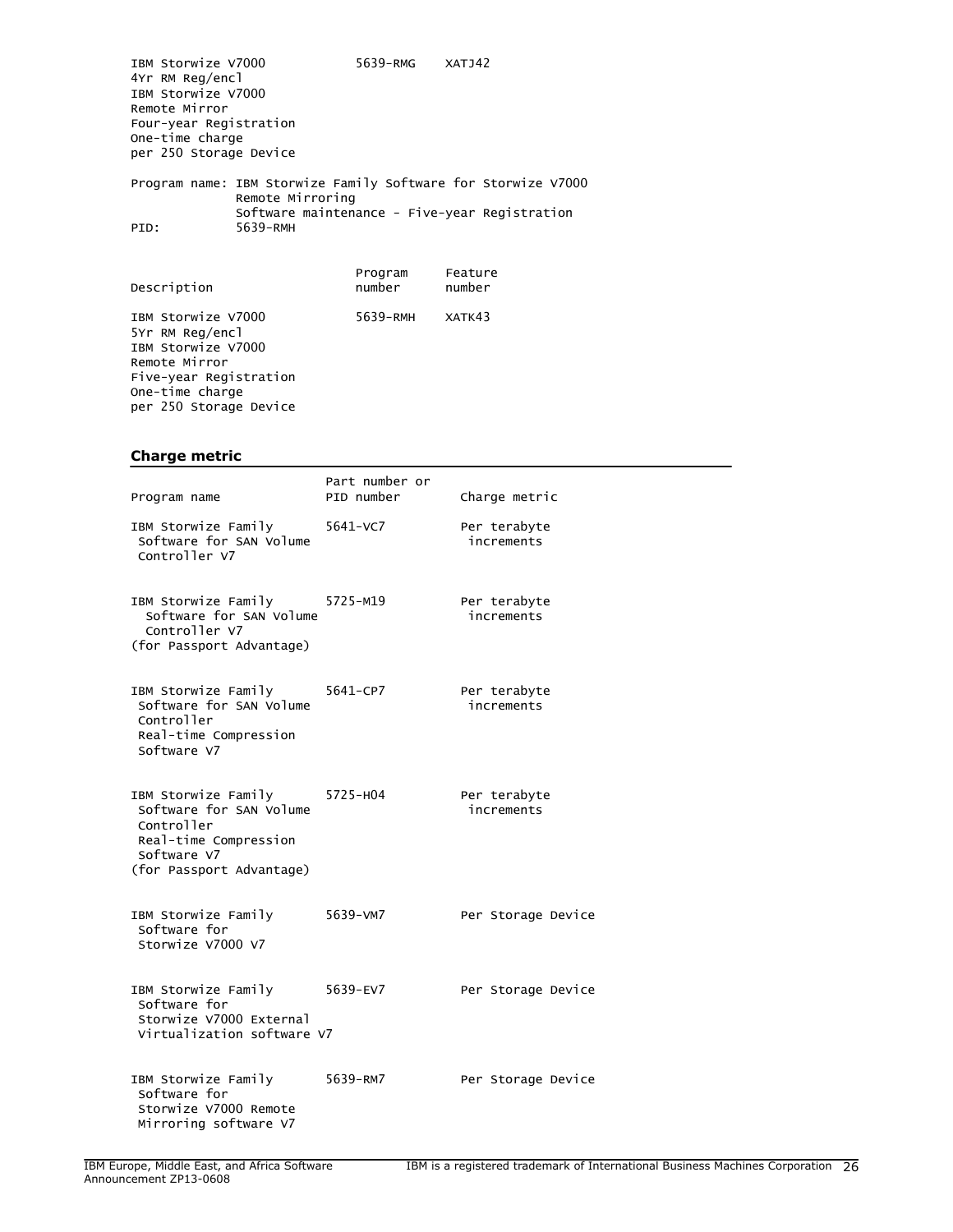| | | |
|---|---|---|
| IBM Storwize V7000 4Yr RM Reg/encl IBM Storwize V7000 Remote Mirror Four-year Registration One-time charge per 250 Storage Device | 5639-RMG | XATJ42 |

Program name: IBM Storwize Family Software for Storwize V7000 Remote Mirroring Software maintenance - Five-year Registration

PID: 5639-RMH

| Description | Program number | Feature number |
|---|---|---|
| IBM Storwize V7000 5Yr RM Reg/encl IBM Storwize V7000 Remote Mirror Five-year Registration One-time charge per 250 Storage Device | 5639-RMH | XATK43 |

## Charge metric

| Program name | Part number or PID number | Charge metric |
|---|---|---|
| IBM Storwize Family Software for SAN Volume Controller V7 | 5641-VC7 | Per terabyte increments |
| IBM Storwize Family Software for SAN Volume Controller V7 (for Passport Advantage) | 5725-M19 | Per terabyte increments |
| IBM Storwize Family Software for SAN Volume Controller Real-time Compression Software V7 | 5641-CP7 | Per terabyte increments |
| IBM Storwize Family Software for SAN Volume Controller Real-time Compression Software V7 (for Passport Advantage) | 5725-H04 | Per terabyte increments |
| IBM Storwize Family Software for Storwize V7000 V7 | 5639-VM7 | Per Storage Device |
| IBM Storwize Family Software for Storwize V7000 External Virtualization software V7 | 5639-EV7 | Per Storage Device |
| IBM Storwize Family Software for Storwize V7000 Remote Mirroring software V7 | 5639-RM7 | Per Storage Device |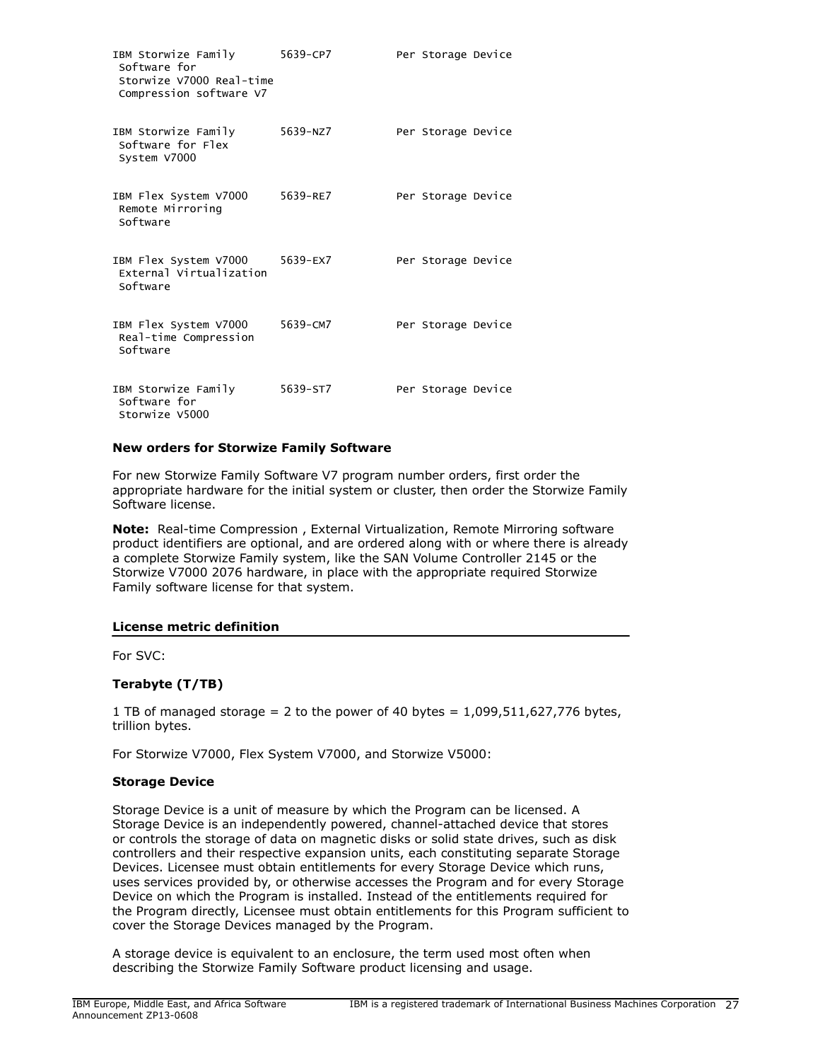| | | |
|---|---|---|
| IBM Storwize Family Software for Storwize V7000 Real-time Compression software V7 | 5639-CP7 | Per Storage Device |
| IBM Storwize Family Software for Flex System V7000 | 5639-NZ7 | Per Storage Device |
| IBM Flex System V7000 Remote Mirroring Software | 5639-RE7 | Per Storage Device |
| IBM Flex System V7000 External Virtualization Software | 5639-EX7 | Per Storage Device |
| IBM Flex System V7000 Real-time Compression Software | 5639-CM7 | Per Storage Device |
| IBM Storwize Family Software for Storwize V5000 | 5639-ST7 | Per Storage Device |

**New orders for Storwize Family Software**

For new Storwize Family Software V7 program number orders, first order the appropriate hardware for the initial system or cluster, then order the Storwize Family Software license.

**Note:** Real-time Compression , External Virtualization, Remote Mirroring software product identifiers are optional, and are ordered along with or where there is already a complete Storwize Family system, like the SAN Volume Controller 2145 or the Storwize V7000 2076 hardware, in place with the appropriate required Storwize Family software license for that system.

## License metric definition

For SVC:

**Terabyte (T/TB)**

1 TB of managed storage = 2 to the power of 40 bytes = 1,099,511,627,776 bytes, trillion bytes.

For Storwize V7000, Flex System V7000, and Storwize V5000:

**Storage Device**

Storage Device is a unit of measure by which the Program can be licensed. A Storage Device is an independently powered, channel-attached device that stores or controls the storage of data on magnetic disks or solid state drives, such as disk controllers and their respective expansion units, each constituting separate Storage Devices. Licensee must obtain entitlements for every Storage Device which runs, uses services provided by, or otherwise accesses the Program and for every Storage Device on which the Program is installed. Instead of the entitlements required for the Program directly, Licensee must obtain entitlements for this Program sufficient to cover the Storage Devices managed by the Program.

A storage device is equivalent to an enclosure, the term used most often when describing the Storwize Family Software product licensing and usage.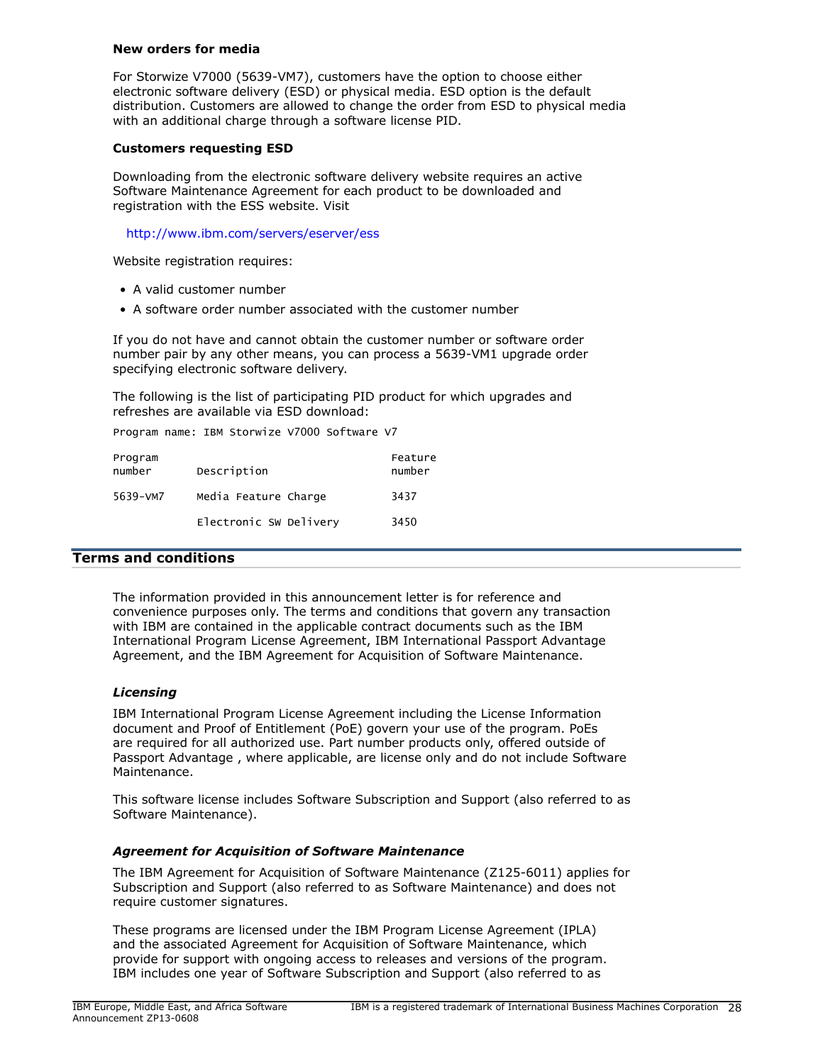**New orders for media**

For Storwize V7000 (5639-VM7), customers have the option to choose either electronic software delivery (ESD) or physical media. ESD option is the default distribution. Customers are allowed to change the order from ESD to physical media with an additional charge through a software license PID.

**Customers requesting ESD**

Downloading from the electronic software delivery website requires an active Software Maintenance Agreement for each product to be downloaded and registration with the ESS website. Visit

http://www.ibm.com/servers/eserver/ess

Website registration requires:

- A valid customer number
- A software order number associated with the customer number

If you do not have and cannot obtain the customer number or software order number pair by any other means, you can process a 5639-VM1 upgrade order specifying electronic software delivery.

The following is the list of participating PID product for which upgrades and refreshes are available via ESD download:

```
Program name: IBM Storwize V7000 Software V7

Program                                   Feature
number      Description                   number

5639-VM7    Media Feature Charge          3437

            Electronic SW Delivery        3450
```

## Terms and conditions

The information provided in this announcement letter is for reference and convenience purposes only. The terms and conditions that govern any transaction with IBM are contained in the applicable contract documents such as the IBM International Program License Agreement, IBM International Passport Advantage Agreement, and the IBM Agreement for Acquisition of Software Maintenance.

### *Licensing*

IBM International Program License Agreement including the License Information document and Proof of Entitlement (PoE) govern your use of the program. PoEs are required for all authorized use. Part number products only, offered outside of Passport Advantage , where applicable, are license only and do not include Software Maintenance.

This software license includes Software Subscription and Support (also referred to as Software Maintenance).

### *Agreement for Acquisition of Software Maintenance*

The IBM Agreement for Acquisition of Software Maintenance (Z125-6011) applies for Subscription and Support (also referred to as Software Maintenance) and does not require customer signatures.

These programs are licensed under the IBM Program License Agreement (IPLA) and the associated Agreement for Acquisition of Software Maintenance, which provide for support with ongoing access to releases and versions of the program. IBM includes one year of Software Subscription and Support (also referred to as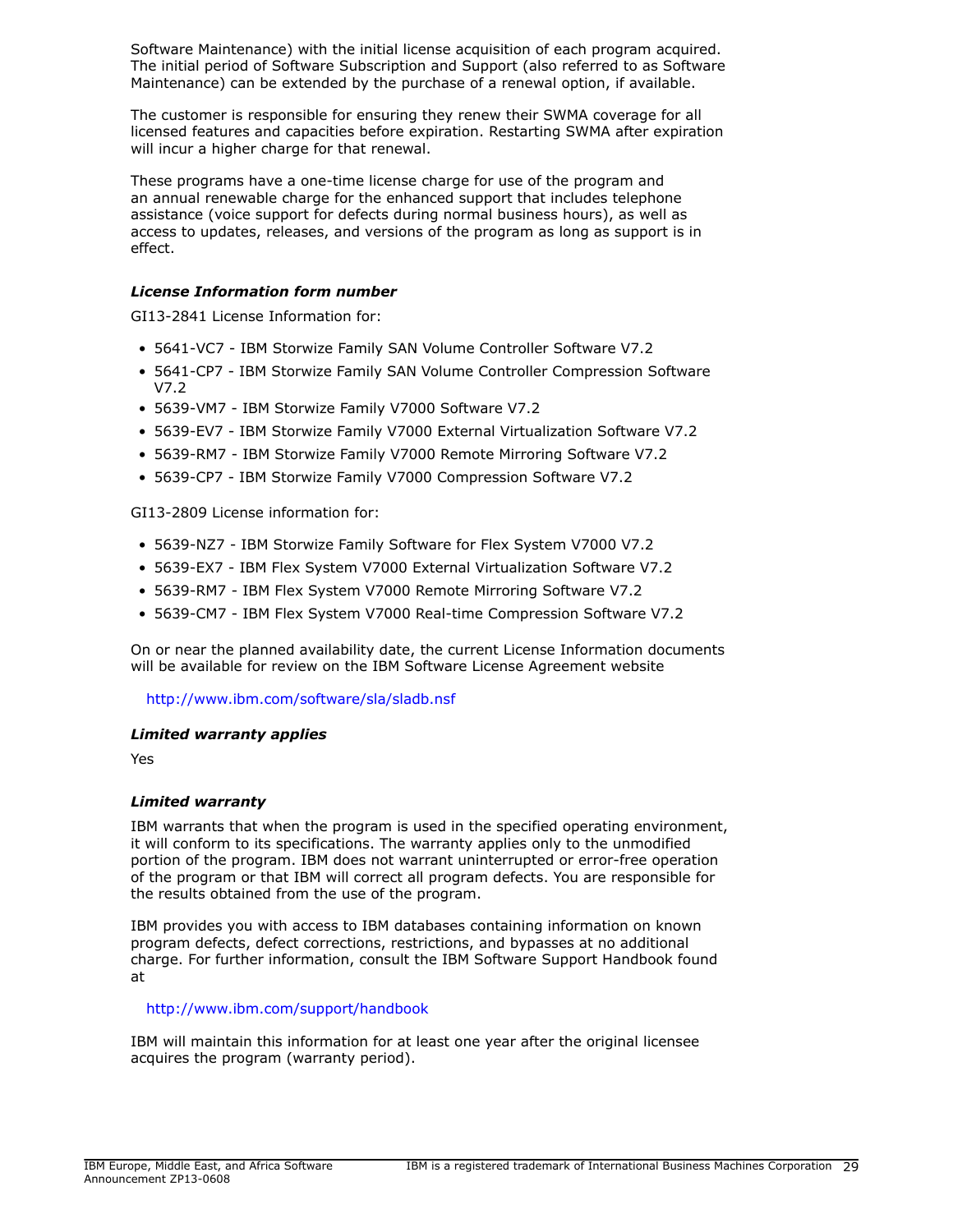Software Maintenance) with the initial license acquisition of each program acquired. The initial period of Software Subscription and Support (also referred to as Software Maintenance) can be extended by the purchase of a renewal option, if available.

The customer is responsible for ensuring they renew their SWMA coverage for all licensed features and capacities before expiration. Restarting SWMA after expiration will incur a higher charge for that renewal.

These programs have a one-time license charge for use of the program and an annual renewable charge for the enhanced support that includes telephone assistance (voice support for defects during normal business hours), as well as access to updates, releases, and versions of the program as long as support is in effect.

***License Information form number***

GI13-2841 License Information for:

- 5641-VC7 - IBM Storwize Family SAN Volume Controller Software V7.2
- 5641-CP7 - IBM Storwize Family SAN Volume Controller Compression Software V7.2
- 5639-VM7 - IBM Storwize Family V7000 Software V7.2
- 5639-EV7 - IBM Storwize Family V7000 External Virtualization Software V7.2
- 5639-RM7 - IBM Storwize Family V7000 Remote Mirroring Software V7.2
- 5639-CP7 - IBM Storwize Family V7000 Compression Software V7.2

GI13-2809 License information for:

- 5639-NZ7 - IBM Storwize Family Software for Flex System V7000 V7.2
- 5639-EX7 - IBM Flex System V7000 External Virtualization Software V7.2
- 5639-RM7 - IBM Flex System V7000 Remote Mirroring Software V7.2
- 5639-CM7 - IBM Flex System V7000 Real-time Compression Software V7.2

On or near the planned availability date, the current License Information documents will be available for review on the IBM Software License Agreement website

http://www.ibm.com/software/sla/sladb.nsf

***Limited warranty applies***

Yes

***Limited warranty***

IBM warrants that when the program is used in the specified operating environment, it will conform to its specifications. The warranty applies only to the unmodified portion of the program. IBM does not warrant uninterrupted or error-free operation of the program or that IBM will correct all program defects. You are responsible for the results obtained from the use of the program.

IBM provides you with access to IBM databases containing information on known program defects, defect corrections, restrictions, and bypasses at no additional charge. For further information, consult the IBM Software Support Handbook found at

http://www.ibm.com/support/handbook

IBM will maintain this information for at least one year after the original licensee acquires the program (warranty period).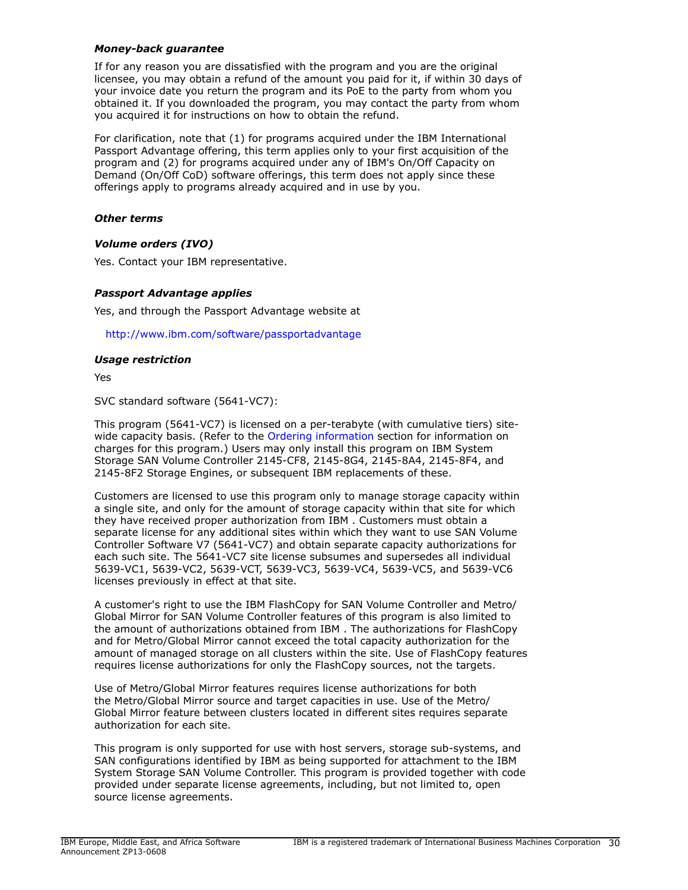### *Money-back guarantee*

If for any reason you are dissatisfied with the program and you are the original licensee, you may obtain a refund of the amount you paid for it, if within 30 days of your invoice date you return the program and its PoE to the party from whom you obtained it. If you downloaded the program, you may contact the party from whom you acquired it for instructions on how to obtain the refund.

For clarification, note that (1) for programs acquired under the IBM International Passport Advantage offering, this term applies only to your first acquisition of the program and (2) for programs acquired under any of IBM's On/Off Capacity on Demand (On/Off CoD) software offerings, this term does not apply since these offerings apply to programs already acquired and in use by you.

### *Other terms*

### *Volume orders (IVO)*

Yes. Contact your IBM representative.

### *Passport Advantage applies*

Yes, and through the Passport Advantage website at

http://www.ibm.com/software/passportadvantage

### *Usage restriction*

Yes

SVC standard software (5641-VC7):

This program (5641-VC7) is licensed on a per-terabyte (with cumulative tiers) site-wide capacity basis. (Refer to the Ordering information section for information on charges for this program.) Users may only install this program on IBM System Storage SAN Volume Controller 2145-CF8, 2145-8G4, 2145-8A4, 2145-8F4, and 2145-8F2 Storage Engines, or subsequent IBM replacements of these.

Customers are licensed to use this program only to manage storage capacity within a single site, and only for the amount of storage capacity within that site for which they have received proper authorization from IBM . Customers must obtain a separate license for any additional sites within which they want to use SAN Volume Controller Software V7 (5641-VC7) and obtain separate capacity authorizations for each such site. The 5641-VC7 site license subsumes and supersedes all individual 5639-VC1, 5639-VC2, 5639-VCT, 5639-VC3, 5639-VC4, 5639-VC5, and 5639-VC6 licenses previously in effect at that site.

A customer's right to use the IBM FlashCopy for SAN Volume Controller and Metro/Global Mirror for SAN Volume Controller features of this program is also limited to the amount of authorizations obtained from IBM . The authorizations for FlashCopy and for Metro/Global Mirror cannot exceed the total capacity authorization for the amount of managed storage on all clusters within the site. Use of FlashCopy features requires license authorizations for only the FlashCopy sources, not the targets.

Use of Metro/Global Mirror features requires license authorizations for both the Metro/Global Mirror source and target capacities in use. Use of the Metro/Global Mirror feature between clusters located in different sites requires separate authorization for each site.

This program is only supported for use with host servers, storage sub-systems, and SAN configurations identified by IBM as being supported for attachment to the IBM System Storage SAN Volume Controller. This program is provided together with code provided under separate license agreements, including, but not limited to, open source license agreements.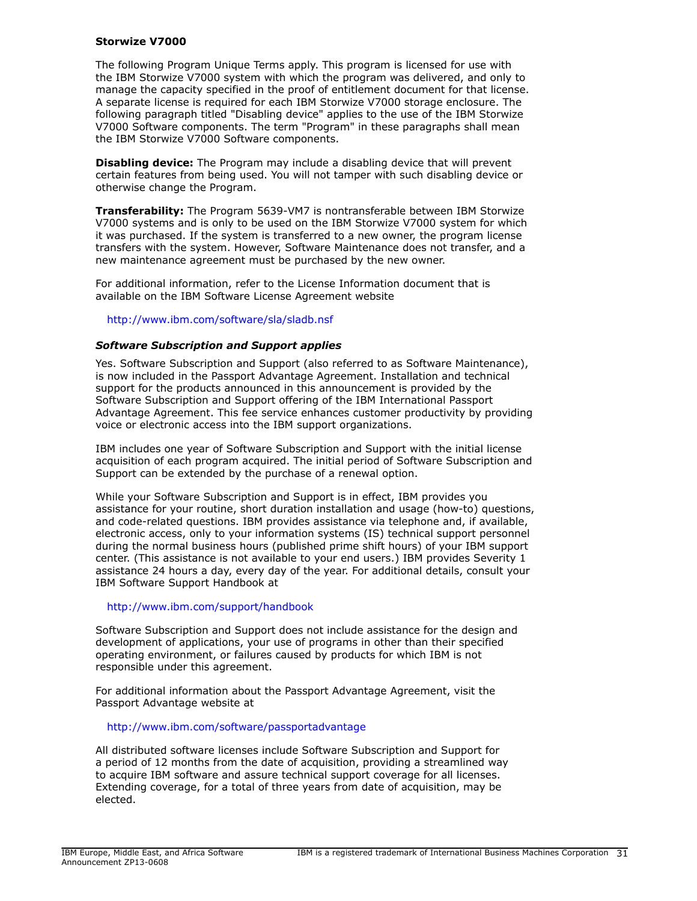**Storwize V7000**

The following Program Unique Terms apply. This program is licensed for use with the IBM Storwize V7000 system with which the program was delivered, and only to manage the capacity specified in the proof of entitlement document for that license. A separate license is required for each IBM Storwize V7000 storage enclosure. The following paragraph titled "Disabling device" applies to the use of the IBM Storwize V7000 Software components. The term "Program" in these paragraphs shall mean the IBM Storwize V7000 Software components.

**Disabling device:** The Program may include a disabling device that will prevent certain features from being used. You will not tamper with such disabling device or otherwise change the Program.

**Transferability:** The Program 5639-VM7 is nontransferable between IBM Storwize V7000 systems and is only to be used on the IBM Storwize V7000 system for which it was purchased. If the system is transferred to a new owner, the program license transfers with the system. However, Software Maintenance does not transfer, and a new maintenance agreement must be purchased by the new owner.

For additional information, refer to the License Information document that is available on the IBM Software License Agreement website

http://www.ibm.com/software/sla/sladb.nsf

***Software Subscription and Support applies***

Yes. Software Subscription and Support (also referred to as Software Maintenance), is now included in the Passport Advantage Agreement. Installation and technical support for the products announced in this announcement is provided by the Software Subscription and Support offering of the IBM International Passport Advantage Agreement. This fee service enhances customer productivity by providing voice or electronic access into the IBM support organizations.

IBM includes one year of Software Subscription and Support with the initial license acquisition of each program acquired. The initial period of Software Subscription and Support can be extended by the purchase of a renewal option.

While your Software Subscription and Support is in effect, IBM provides you assistance for your routine, short duration installation and usage (how-to) questions, and code-related questions. IBM provides assistance via telephone and, if available, electronic access, only to your information systems (IS) technical support personnel during the normal business hours (published prime shift hours) of your IBM support center. (This assistance is not available to your end users.) IBM provides Severity 1 assistance 24 hours a day, every day of the year. For additional details, consult your IBM Software Support Handbook at

http://www.ibm.com/support/handbook

Software Subscription and Support does not include assistance for the design and development of applications, your use of programs in other than their specified operating environment, or failures caused by products for which IBM is not responsible under this agreement.

For additional information about the Passport Advantage Agreement, visit the Passport Advantage website at

http://www.ibm.com/software/passportadvantage

All distributed software licenses include Software Subscription and Support for a period of 12 months from the date of acquisition, providing a streamlined way to acquire IBM software and assure technical support coverage for all licenses. Extending coverage, for a total of three years from date of acquisition, may be elected.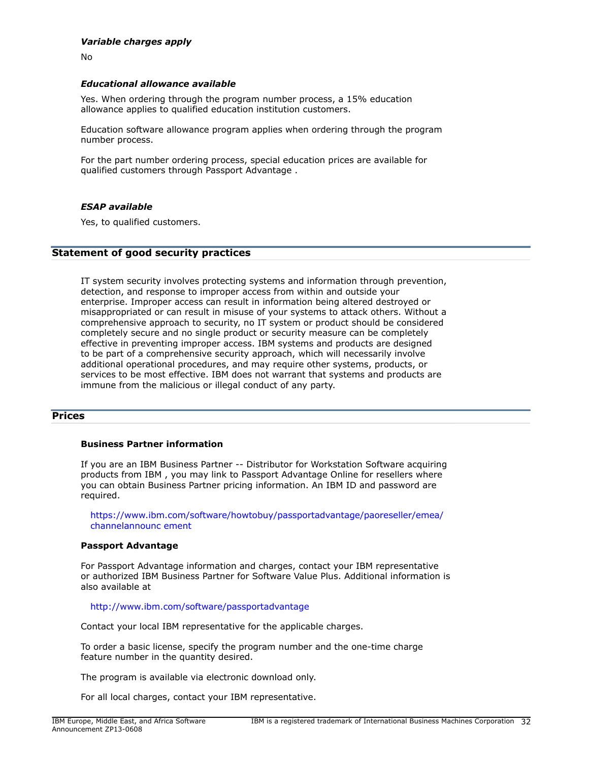***Variable charges apply***

No

***Educational allowance available***

Yes. When ordering through the program number process, a 15% education allowance applies to qualified education institution customers.

Education software allowance program applies when ordering through the program number process.

For the part number ordering process, special education prices are available for qualified customers through Passport Advantage .

***ESAP available***

Yes, to qualified customers.

## Statement of good security practices

IT system security involves protecting systems and information through prevention, detection, and response to improper access from within and outside your enterprise. Improper access can result in information being altered destroyed or misappropriated or can result in misuse of your systems to attack others. Without a comprehensive approach to security, no IT system or product should be considered completely secure and no single product or security measure can be completely effective in preventing improper access. IBM systems and products are designed to be part of a comprehensive security approach, which will necessarily involve additional operational procedures, and may require other systems, products, or services to be most effective. IBM does not warrant that systems and products are immune from the malicious or illegal conduct of any party.

## Prices

**Business Partner information**

If you are an IBM Business Partner -- Distributor for Workstation Software acquiring products from IBM , you may link to Passport Advantage Online for resellers where you can obtain Business Partner pricing information. An IBM ID and password are required.

https://www.ibm.com/software/howtobuy/passportadvantage/paoreseller/emea/channelannounc ement

**Passport Advantage**

For Passport Advantage information and charges, contact your IBM representative or authorized IBM Business Partner for Software Value Plus. Additional information is also available at

http://www.ibm.com/software/passportadvantage

Contact your local IBM representative for the applicable charges.

To order a basic license, specify the program number and the one-time charge feature number in the quantity desired.

The program is available via electronic download only.

For all local charges, contact your IBM representative.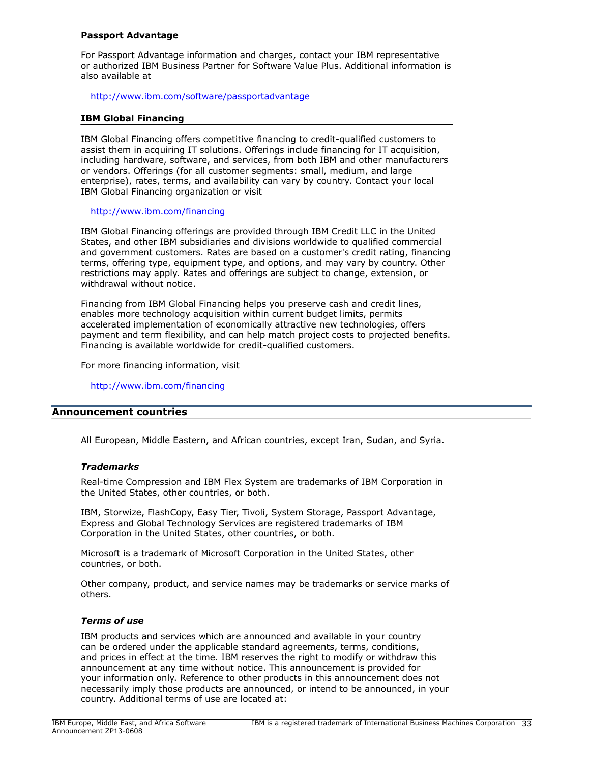### Passport Advantage

For Passport Advantage information and charges, contact your IBM representative or authorized IBM Business Partner for Software Value Plus. Additional information is also available at

http://www.ibm.com/software/passportadvantage

### IBM Global Financing

IBM Global Financing offers competitive financing to credit-qualified customers to assist them in acquiring IT solutions. Offerings include financing for IT acquisition, including hardware, software, and services, from both IBM and other manufacturers or vendors. Offerings (for all customer segments: small, medium, and large enterprise), rates, terms, and availability can vary by country. Contact your local IBM Global Financing organization or visit

http://www.ibm.com/financing

IBM Global Financing offerings are provided through IBM Credit LLC in the United States, and other IBM subsidiaries and divisions worldwide to qualified commercial and government customers. Rates are based on a customer's credit rating, financing terms, offering type, equipment type, and options, and may vary by country. Other restrictions may apply. Rates and offerings are subject to change, extension, or withdrawal without notice.

Financing from IBM Global Financing helps you preserve cash and credit lines, enables more technology acquisition within current budget limits, permits accelerated implementation of economically attractive new technologies, offers payment and term flexibility, and can help match project costs to projected benefits. Financing is available worldwide for credit-qualified customers.

For more financing information, visit

http://www.ibm.com/financing

## Announcement countries

All European, Middle Eastern, and African countries, except Iran, Sudan, and Syria.

### *Trademarks*

Real-time Compression and IBM Flex System are trademarks of IBM Corporation in the United States, other countries, or both.

IBM, Storwize, FlashCopy, Easy Tier, Tivoli, System Storage, Passport Advantage, Express and Global Technology Services are registered trademarks of IBM Corporation in the United States, other countries, or both.

Microsoft is a trademark of Microsoft Corporation in the United States, other countries, or both.

Other company, product, and service names may be trademarks or service marks of others.

### *Terms of use*

IBM products and services which are announced and available in your country can be ordered under the applicable standard agreements, terms, conditions, and prices in effect at the time. IBM reserves the right to modify or withdraw this announcement at any time without notice. This announcement is provided for your information only. Reference to other products in this announcement does not necessarily imply those products are announced, or intend to be announced, in your country. Additional terms of use are located at: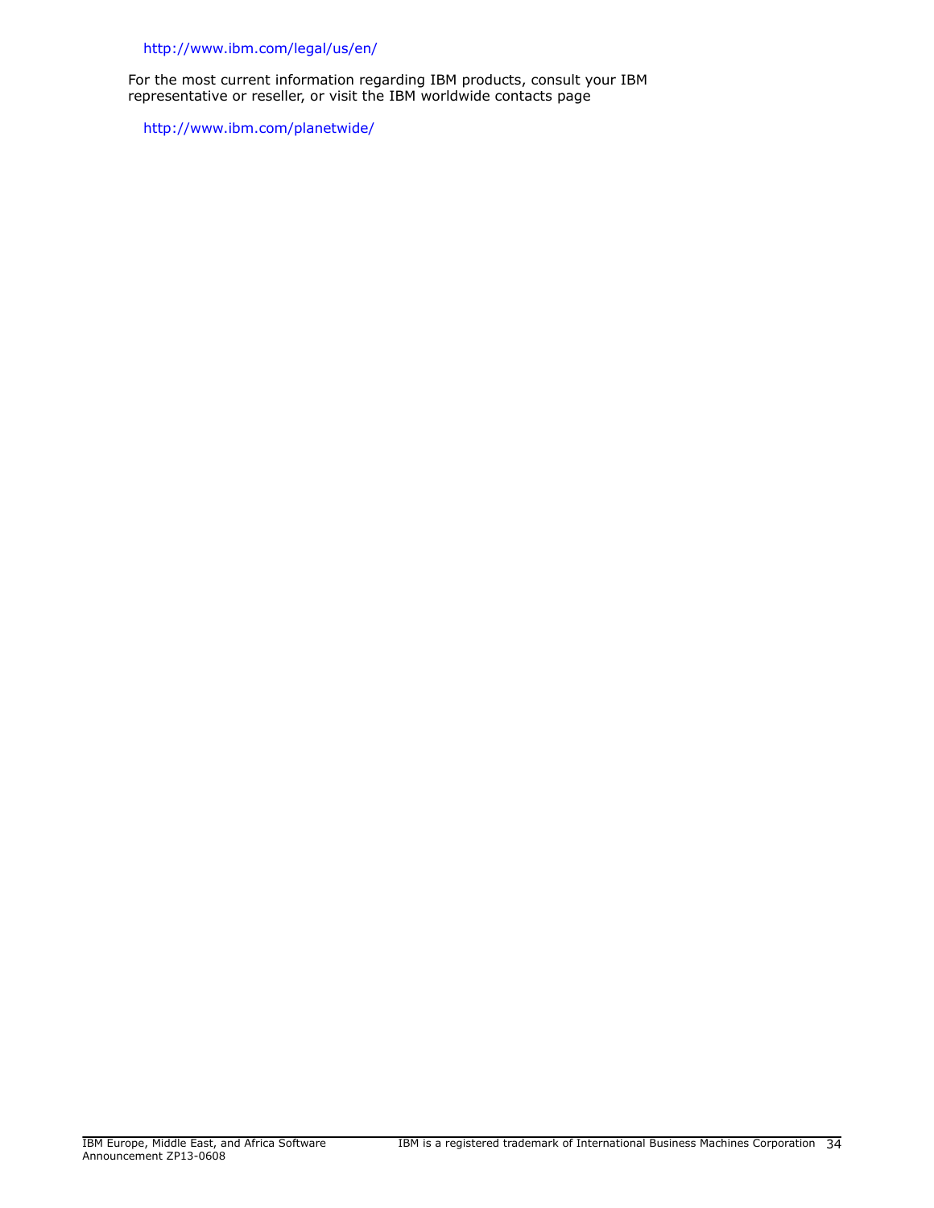http://www.ibm.com/legal/us/en/

For the most current information regarding IBM products, consult your IBM representative or reseller, or visit the IBM worldwide contacts page

http://www.ibm.com/planetwide/